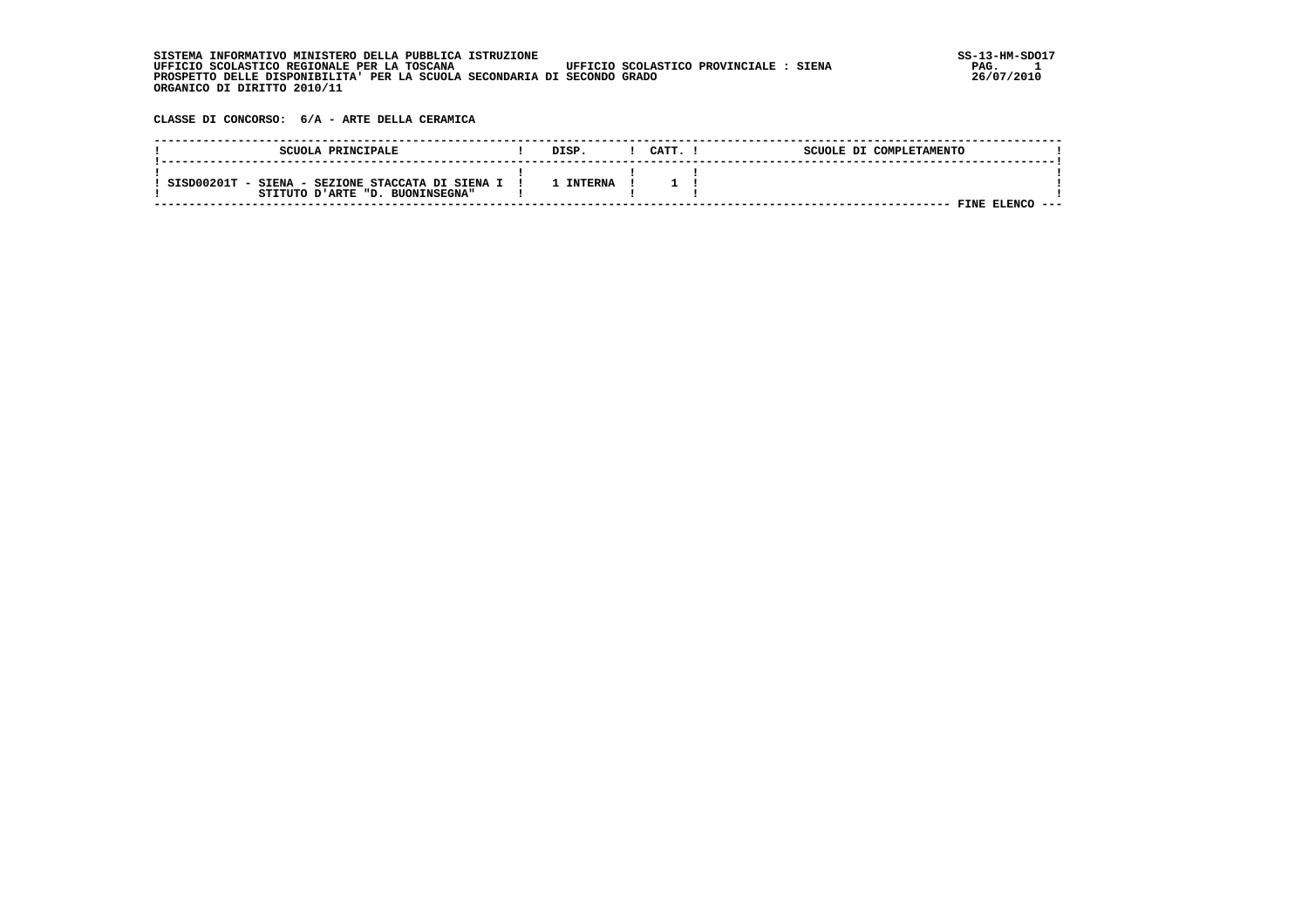SISTEMA INFORMATIVO MINISTERO DELLA PUBBLICA ISTRUZIONE
UFFICIO SCOLASTICO REGIONALE PER LA TOSCANA    UFFICIO SCOLASTICO PROVINCIALE : SIENA
PROSPETTO DELLE DISPONIBILITA' PER LA SCUOLA SECONDARIA DI SECONDO GRADO
ORGANICO DI DIRITTO 2010/11

SS-13-HM-SDO17
26/07/2010

**CLASSE DI CONCORSO: 6/A - ARTE DELLA CERAMICA**

| SCUOLA PRINCIPALE | DISP. | CATT. | SCUOLE DI COMPLETAMENTO |
|---|---|---|---|
| SISD00201T - SIENA - SEZIONE STACCATA DI SIENA ISTITUTO D'ARTE "D. BUONINSEGNA" | 1 INTERNA | 1 | |

FINE ELENCO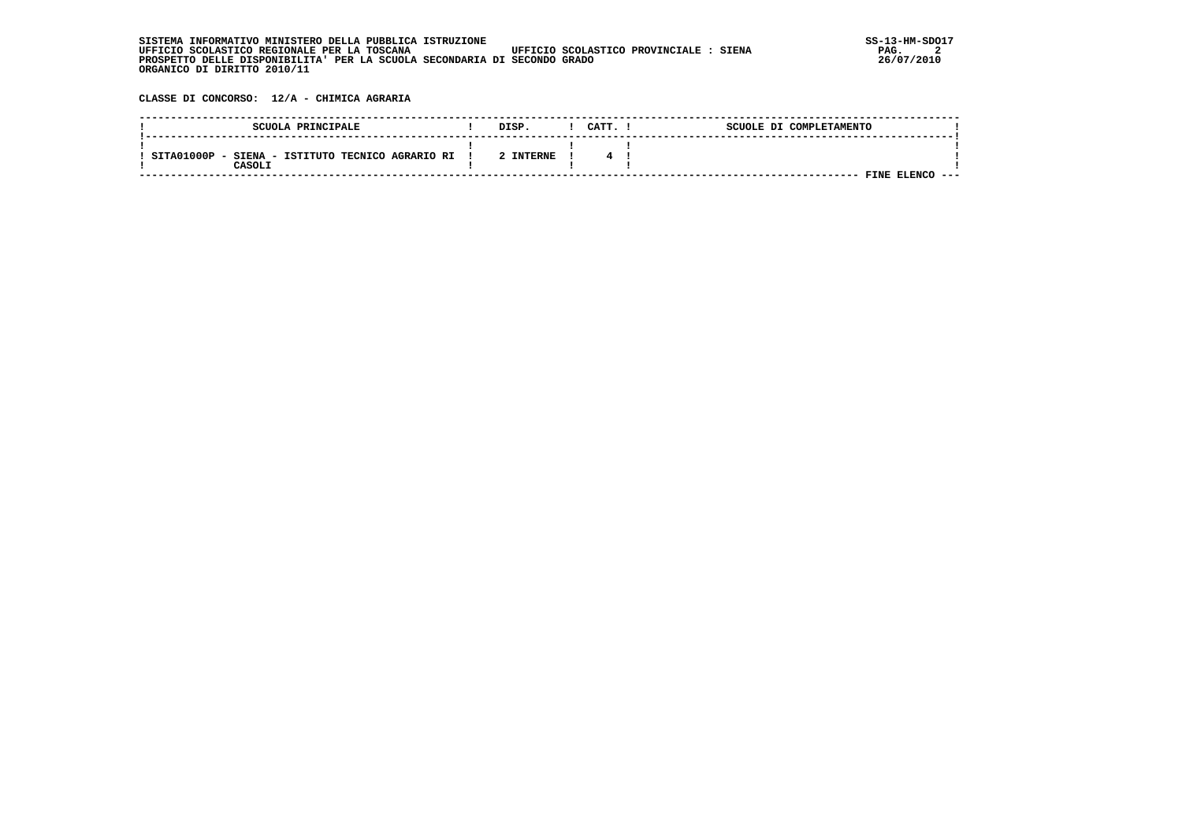SISTEMA INFORMATIVO MINISTERO DELLA PUBBLICA ISTRUZIONE
UFFICIO SCOLASTICO REGIONALE PER LA TOSCANA    UFFICIO SCOLASTICO PROVINCIALE : SIENA
PROSPETTO DELLE DISPONIBILITA' PER LA SCUOLA SECONDARIA DI SECONDO GRADO
ORGANICO DI DIRITTO 2010/11

SS-13-HM-SDO17
26/07/2010

**CLASSE DI CONCORSO: 12/A - CHIMICA AGRARIA**

| SCUOLA PRINCIPALE | DISP. | CATT. | SCUOLE DI COMPLETAMENTO |
|---|---|---|---|
| SITA01000P - SIENA - ISTITUTO TECNICO AGRARIO RI CASOLI | 2 INTERNE | 4 | |

FINE ELENCO ---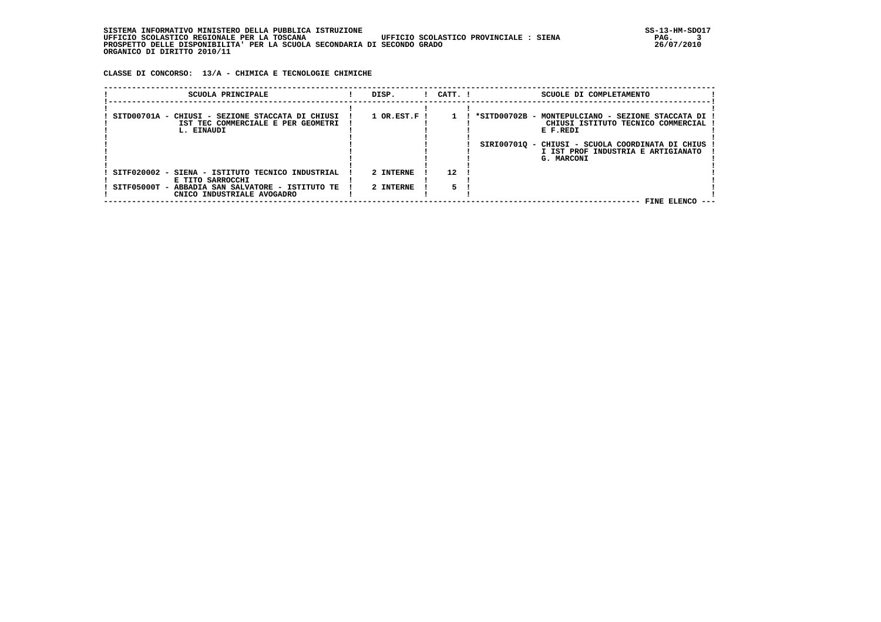SISTEMA INFORMATIVO MINISTERO DELLA PUBBLICA ISTRUZIONE
UFFICIO SCOLASTICO REGIONALE PER LA TOSCANA — UFFICIO SCOLASTICO PROVINCIALE : SIENA
PROSPETTO DELLE DISPONIBILITA' PER LA SCUOLA SECONDARIA DI SECONDO GRADO
ORGANICO DI DIRITTO 2010/11

SS-13-HM-SDO17
26/07/2010

**CLASSE DI CONCORSO: 13/A - CHIMICA E TECNOLOGIE CHIMICHE**

| SCUOLA PRINCIPALE | DISP. | CATT. | SCUOLE DI COMPLETAMENTO |
|---|---|---|---|
| SITD00701A - CHIUSI - SEZIONE STACCATA DI CHIUSI IST TEC COMMERCIALE E PER GEOMETRI L. EINAUDI | 1 OR.EST.F | 1 | *SITD00702B - MONTEPULCIANO - SEZIONE STACCATA DI CHIUSI ISTITUTO TECNICO COMMERCIAL E F.REDI<br>SIRI00701Q - CHIUSI - SCUOLA COORDINATA DI CHIUS I IST PROF INDUSTRIA E ARTIGIANATO G. MARCONI |
| SITF020002 - SIENA - ISTITUTO TECNICO INDUSTRIAL E TITO SARROCCHI | 2 INTERNE | 12 | |
| SITF05000T - ABBADIA SAN SALVATORE - ISTITUTO TE CNICO INDUSTRIALE AVOGADRO | 2 INTERNE | 5 | |

FINE ELENCO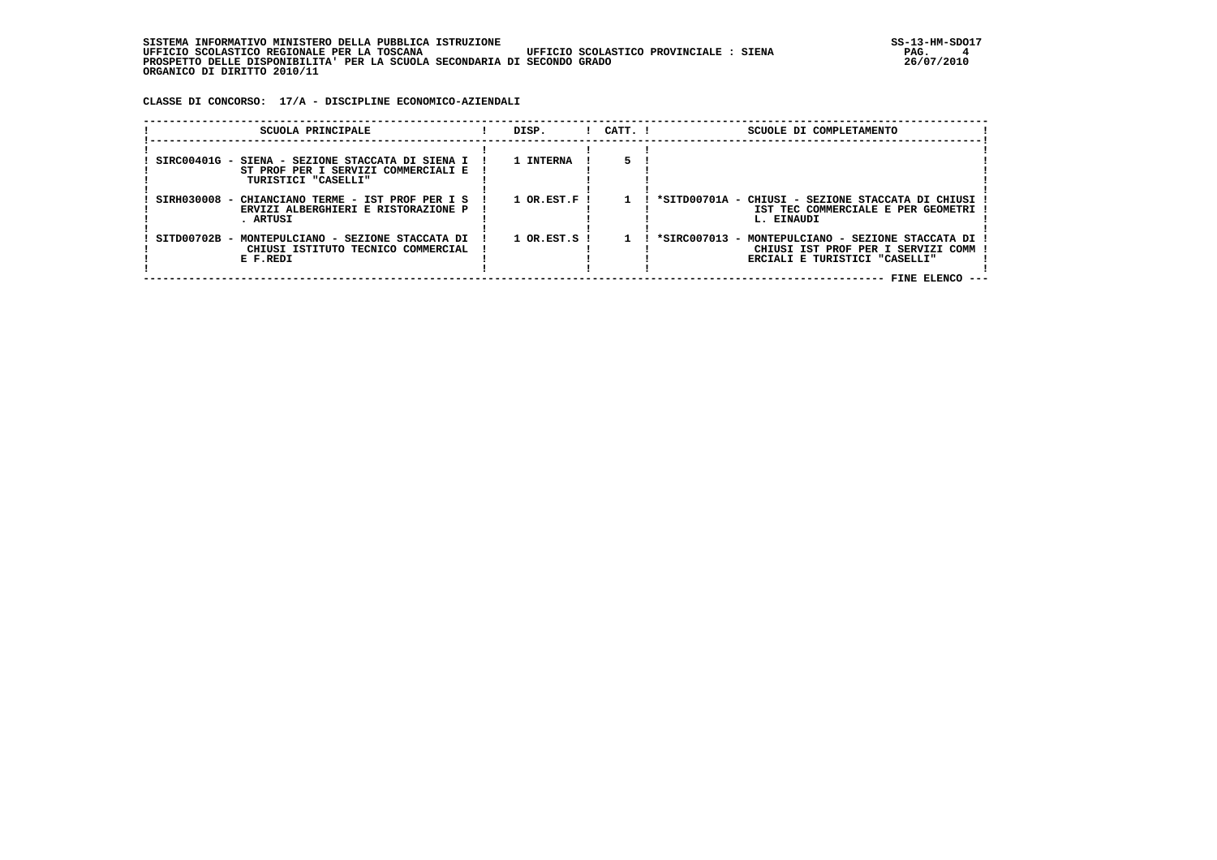SISTEMA INFORMATIVO MINISTERO DELLA PUBBLICA ISTRUZIONE
UFFICIO SCOLASTICO REGIONALE PER LA TOSCANA UFFICIO SCOLASTICO PROVINCIALE : SIENA
PROSPETTO DELLE DISPONIBILITA' PER LA SCUOLA SECONDARIA DI SECONDO GRADO
ORGANICO DI DIRITTO 2010/11

**CLASSE DI CONCORSO: 17/A - DISCIPLINE ECONOMICO-AZIENDALI**

| SCUOLA PRINCIPALE | DISP. | CATT. | SCUOLE DI COMPLETAMENTO |
|---|---|---|---|
| SIRC00401G - SIENA - SEZIONE STACCATA DI SIENA IST PROF PER I SERVIZI COMMERCIALI E TURISTICI "CASELLI" | 1 INTERNA | 5 | |
| SIRH030008 - CHIANCIANO TERME - IST PROF PER I SERVIZI ALBERGHIERI E RISTORAZIONE P. ARTUSI | 1 OR.EST.F | 1 | *SITD00701A - CHIUSI - SEZIONE STACCATA DI CHIUSI IST TEC COMMERCIALE E PER GEOMETRI L. EINAUDI |
| SITD00702B - MONTEPULCIANO - SEZIONE STACCATA DI CHIUSI ISTITUTO TECNICO COMMERCIALE E F.REDI | 1 OR.EST.S | 1 | *SIRC007013 - MONTEPULCIANO - SEZIONE STACCATA DI CHIUSI IST PROF PER I SERVIZI COMMERCIALI E TURISTICI "CASELLI" |

FINE ELENCO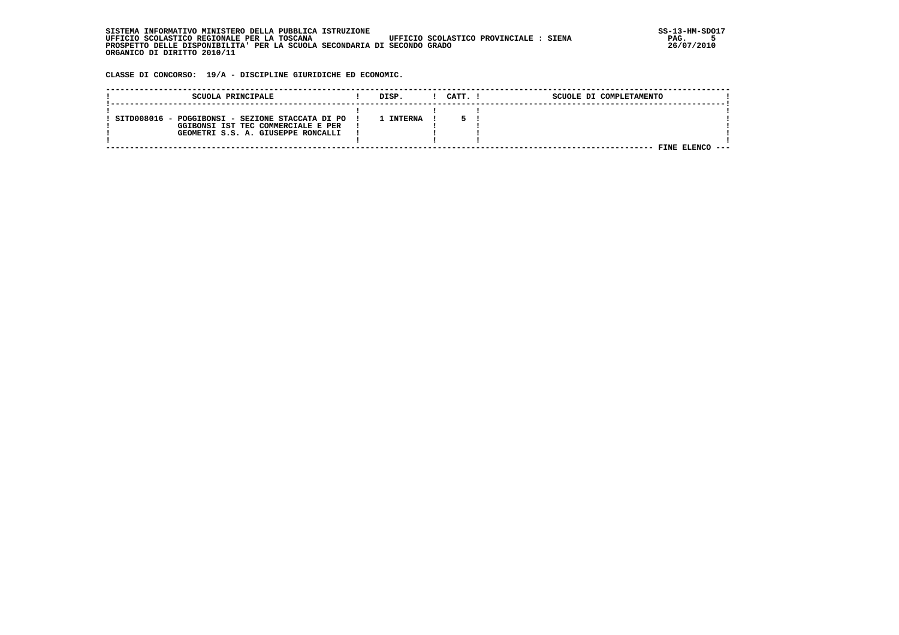SISTEMA INFORMATIVO MINISTERO DELLA PUBBLICA ISTRUZIONE
UFFICIO SCOLASTICO REGIONALE PER LA TOSCANA UFFICIO SCOLASTICO PROVINCIALE : SIENA
PROSPETTO DELLE DISPONIBILITA' PER LA SCUOLA SECONDARIA DI SECONDO GRADO
ORGANICO DI DIRITTO 2010/11

SS-13-HM-SDO17
26/07/2010

**CLASSE DI CONCORSO: 19/A - DISCIPLINE GIURIDICHE ED ECONOMIC.**

| SCUOLA PRINCIPALE | DISP. | CATT. | SCUOLE DI COMPLETAMENTO |
|---|---|---|---|
| SITD008016 - POGGIBONSI - SEZIONE STACCATA DI POGGIBONSI IST TEC COMMERCIALE E PER GEOMETRI S.S. A. GIUSEPPE RONCALLI | 1 INTERNA | 5 | |

FINE ELENCO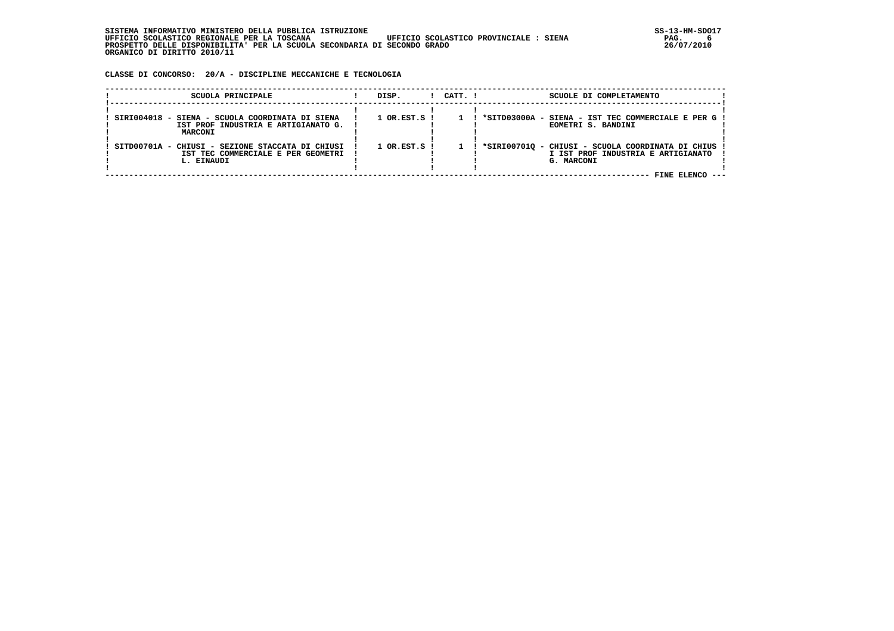SISTEMA INFORMATIVO MINISTERO DELLA PUBBLICA ISTRUZIONE
UFFICIO SCOLASTICO REGIONALE PER LA TOSCANA — UFFICIO SCOLASTICO PROVINCIALE : SIENA
PROSPETTO DELLE DISPONIBILITA' PER LA SCUOLA SECONDARIA DI SECONDO GRADO
ORGANICO DI DIRITTO 2010/11

**CLASSE DI CONCORSO: 20/A - DISCIPLINE MECCANICHE E TECNOLOGIA**

| SCUOLA PRINCIPALE | DISP. | CATT. | SCUOLE DI COMPLETAMENTO |
|---|---|---|---|
| SIRI004018 - SIENA - SCUOLA COORDINATA DI SIENA IST PROF INDUSTRIA E ARTIGIANATO G. MARCONI | 1 OR.EST.S | 1 | *SITD03000A - SIENA - IST TEC COMMERCIALE E PER GEOMETRI S. BANDINI |
| SITD00701A - CHIUSI - SEZIONE STACCATA DI CHIUSI IST TEC COMMERCIALE E PER GEOMETRI L. EINAUDI | 1 OR.EST.S | 1 | *SIRI00701Q - CHIUSI - SCUOLA COORDINATA DI CHIUSI IST PROF INDUSTRIA E ARTIGIANATO G. MARCONI |

FINE ELENCO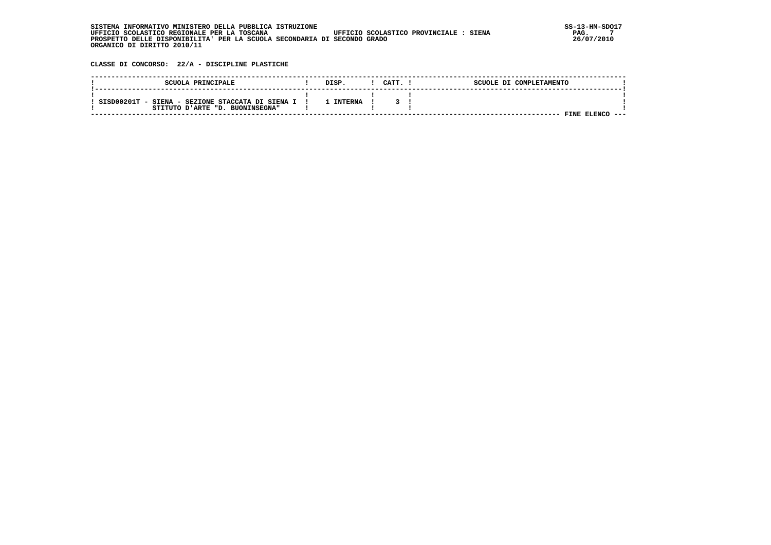SISTEMA INFORMATIVO MINISTERO DELLA PUBBLICA ISTRUZIONE
UFFICIO SCOLASTICO REGIONALE PER LA TOSCANA UFFICIO SCOLASTICO PROVINCIALE : SIENA
PROSPETTO DELLE DISPONIBILITA' PER LA SCUOLA SECONDARIA DI SECONDO GRADO
ORGANICO DI DIRITTO 2010/11

**CLASSE DI CONCORSO: 22/A - DISCIPLINE PLASTICHE**

| SCUOLA PRINCIPALE | DISP. | CATT. | SCUOLE DI COMPLETAMENTO |
|---|---|---|---|
| SISD00201T - SIENA - SEZIONE STACCATA DI SIENA ISTITUTO D'ARTE "D. BUONINSEGNA" | 1 INTERNA | 3 | |

FINE ELENCO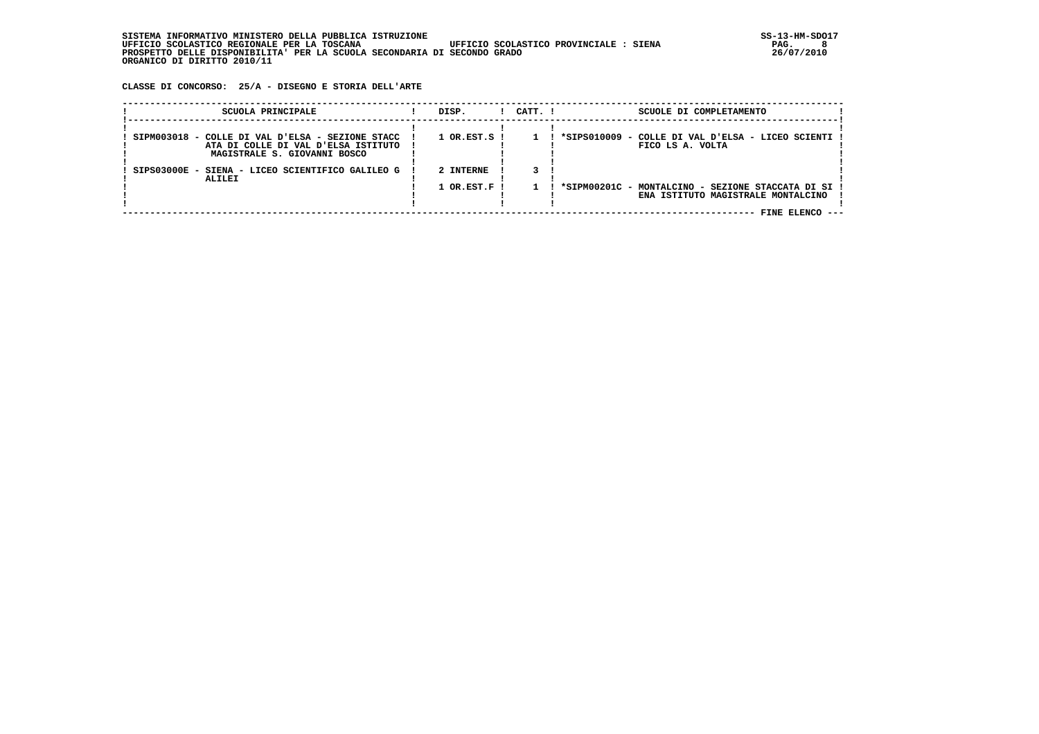SISTEMA INFORMATIVO MINISTERO DELLA PUBBLICA ISTRUZIONE
UFFICIO SCOLASTICO REGIONALE PER LA TOSCANA UFFICIO SCOLASTICO PROVINCIALE : SIENA
PROSPETTO DELLE DISPONIBILITA' PER LA SCUOLA SECONDARIA DI SECONDO GRADO
ORGANICO DI DIRITTO 2010/11

**CLASSE DI CONCORSO: 25/A - DISEGNO E STORIA DELL'ARTE**

| SCUOLA PRINCIPALE | DISP. | CATT. | SCUOLE DI COMPLETAMENTO |
|---|---|---|---|
| SIPM003018 - COLLE DI VAL D'ELSA - SEZIONE STACCATA DI COLLE DI VAL D'ELSA ISTITUTO MAGISTRALE S. GIOVANNI BOSCO | 1 OR.EST.S | 1 | *SIPS010009 - COLLE DI VAL D'ELSA - LICEO SCIENTIFICO LS A. VOLTA |
| SIPS03000E - SIENA - LICEO SCIENTIFICO GALILEO GALILEI | 2 INTERNE | 3 | |
| | 1 OR.EST.F | 1 | *SIPM00201C - MONTALCINO - SEZIONE STACCATA DI SIENA ISTITUTO MAGISTRALE MONTALCINO |

FINE ELENCO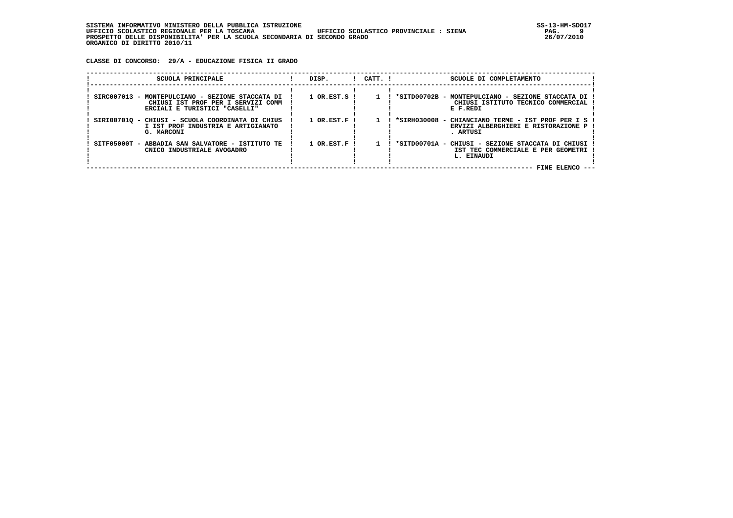SISTEMA INFORMATIVO MINISTERO DELLA PUBBLICA ISTRUZIONE
UFFICIO SCOLASTICO REGIONALE PER LA TOSCANA          UFFICIO SCOLASTICO PROVINCIALE : SIENA
PROSPETTO DELLE DISPONIBILITA' PER LA SCUOLA SECONDARIA DI SECONDO GRADO
ORGANICO DI DIRITTO 2010/11

**CLASSE DI CONCORSO: 29/A - EDUCAZIONE FISICA II GRADO**

| SCUOLA PRINCIPALE | DISP. | CATT. | SCUOLE DI COMPLETAMENTO |
|---|---|---|---|
| SIRC007013 - MONTEPULCIANO - SEZIONE STACCATA DI CHIUSI IST PROF PER I SERVIZI COMMERCIALI E TURISTICI "CASELLI" | 1 OR.EST.S | 1 | *SITD00702B - MONTEPULCIANO - SEZIONE STACCATA DI CHIUSI ISTITUTO TECNICO COMMERCIALE F.REDI |
| SIRI00701Q - CHIUSI - SCUOLA COORDINATA DI CHIUSI IST PROF INDUSTRIA E ARTIGIANATO G. MARCONI | 1 OR.EST.F | 1 | *SIRH030008 - CHIANCIANO TERME - IST PROF PER I SERVIZI ALBERGHIERI E RISTORAZIONE P. ARTUSI |
| SITF05000T - ABBADIA SAN SALVATORE - ISTITUTO TECNICO INDUSTRIALE AVOGADRO | 1 OR.EST.F | 1 | *SITD00701A - CHIUSI - SEZIONE STACCATA DI CHIUSI IST TEC COMMERCIALE E PER GEOMETRI L. EINAUDI |

FINE ELENCO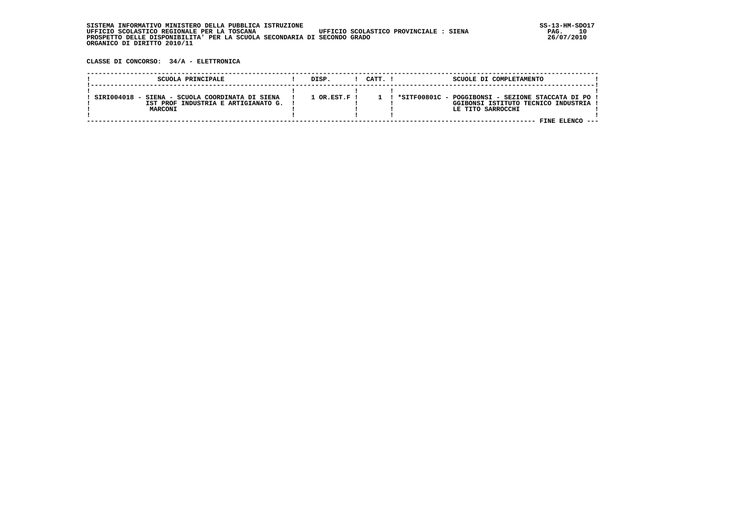SISTEMA INFORMATIVO MINISTERO DELLA PUBBLICA ISTRUZIONE
UFFICIO SCOLASTICO REGIONALE PER LA TOSCANA    UFFICIO SCOLASTICO PROVINCIALE : SIENA
PROSPETTO DELLE DISPONIBILITA' PER LA SCUOLA SECONDARIA DI SECONDO GRADO
ORGANICO DI DIRITTO 2010/11

**CLASSE DI CONCORSO: 34/A - ELETTRONICA**

| SCUOLA PRINCIPALE | DISP. | CATT. | SCUOLE DI COMPLETAMENTO |
|---|---|---|---|
| SIRI004018 - SIENA - SCUOLA COORDINATA DI SIENA IST PROF INDUSTRIA E ARTIGIANATO G. MARCONI | 1 OR.EST.F | 1 | *SITF00801C - POGGIBONSI - SEZIONE STACCATA DI POGGIBONSI ISTITUTO TECNICO INDUSTRIALE TITO SARROCCHI |

FINE ELENCO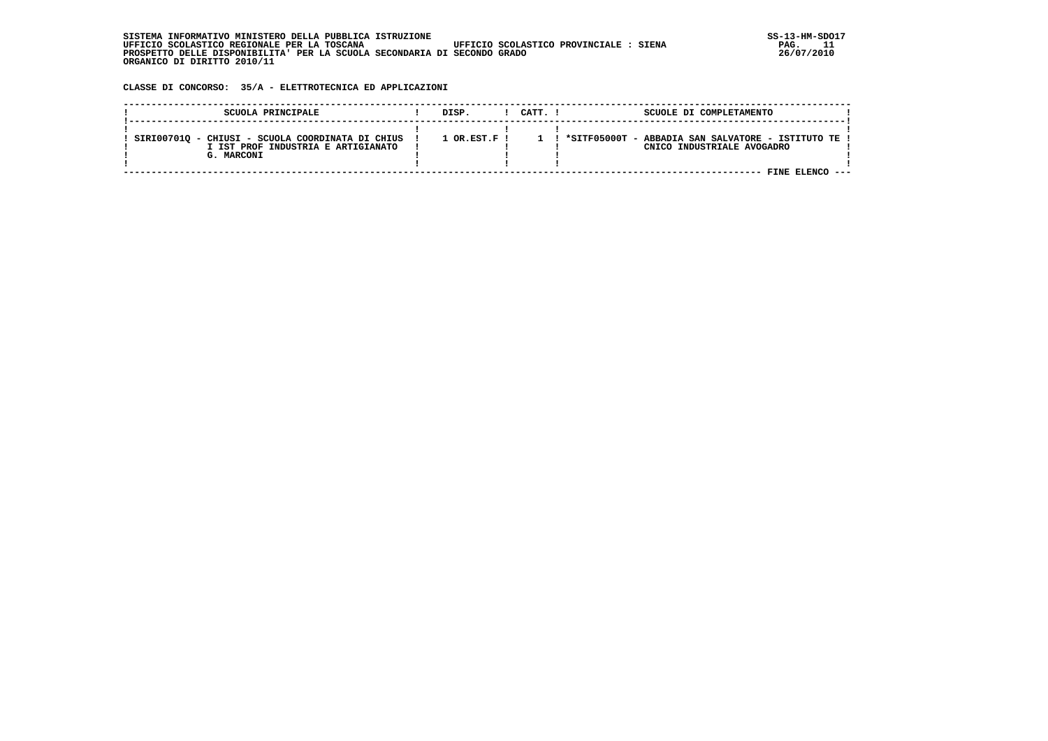SISTEMA INFORMATIVO MINISTERO DELLA PUBBLICA ISTRUZIONE
UFFICIO SCOLASTICO REGIONALE PER LA TOSCANA UFFICIO SCOLASTICO PROVINCIALE : SIENA
PROSPETTO DELLE DISPONIBILITA' PER LA SCUOLA SECONDARIA DI SECONDO GRADO
ORGANICO DI DIRITTO 2010/11

SS-13-HM-SDO17
26/07/2010

**CLASSE DI CONCORSO: 35/A - ELETTROTECNICA ED APPLICAZIONI**

| SCUOLA PRINCIPALE | DISP. | CATT. | SCUOLE DI COMPLETAMENTO |
|---|---|---|---|
| SIRI00701Q - CHIUSI - SCUOLA COORDINATA DI CHIUSI IST PROF INDUSTRIA E ARTIGIANATO G. MARCONI | 1 OR.EST.F | 1 | *SITF05000T - ABBADIA SAN SALVATORE - ISTITUTO TECNICO INDUSTRIALE AVOGADRO |

FINE ELENCO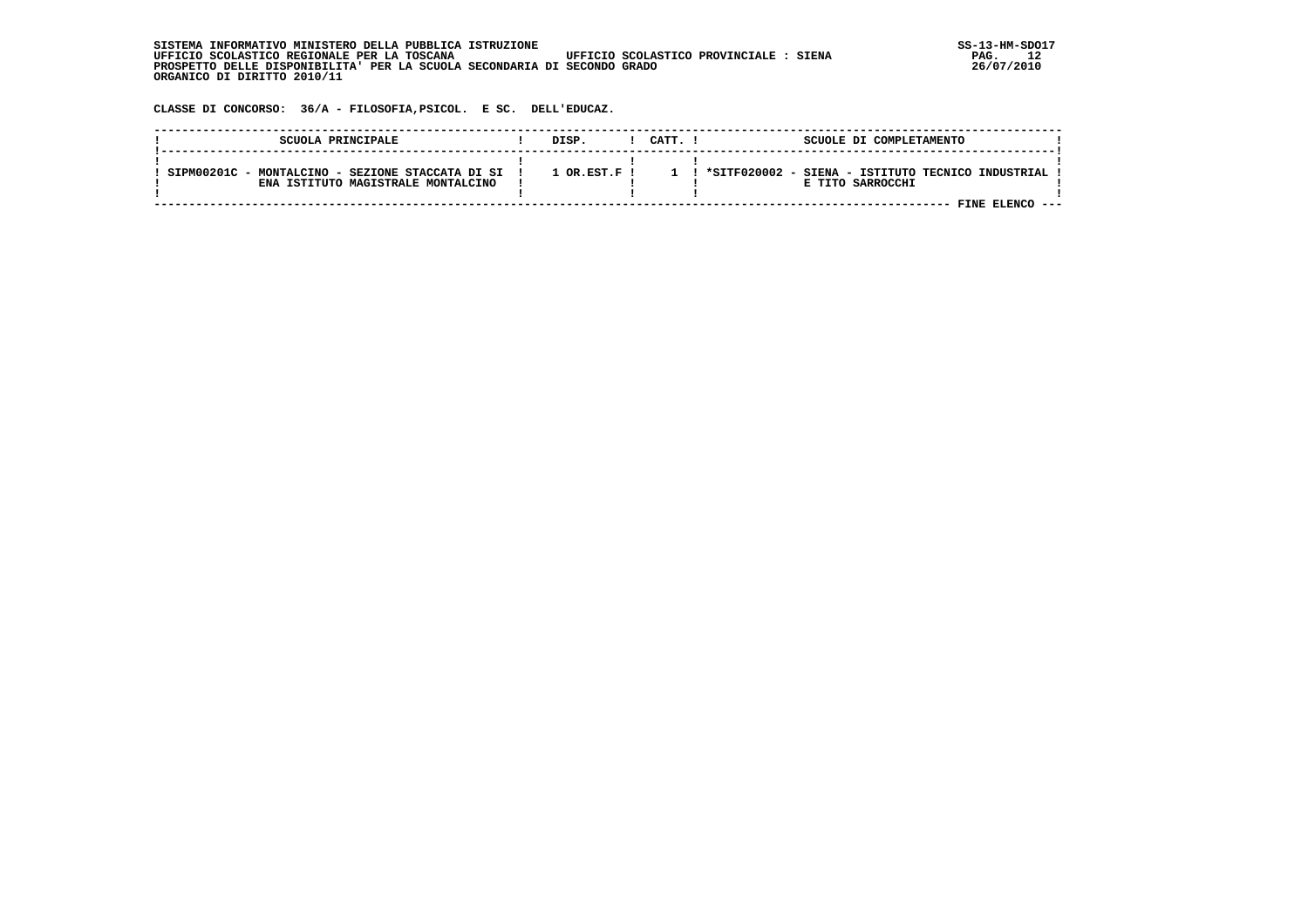SISTEMA INFORMATIVO MINISTERO DELLA PUBBLICA ISTRUZIONE
UFFICIO SCOLASTICO REGIONALE PER LA TOSCANA UFFICIO SCOLASTICO PROVINCIALE : SIENA
PROSPETTO DELLE DISPONIBILITA' PER LA SCUOLA SECONDARIA DI SECONDO GRADO
ORGANICO DI DIRITTO 2010/11

**CLASSE DI CONCORSO: 36/A - FILOSOFIA,PSICOL. E SC. DELL'EDUCAZ.**

| SCUOLA PRINCIPALE | DISP. | CATT. | SCUOLE DI COMPLETAMENTO |
|---|---|---|---|
| SIPM00201C - MONTALCINO - SEZIONE STACCATA DI SIENA ISTITUTO MAGISTRALE MONTALCINO | 1 OR.EST.F | 1 | *SITF020002 - SIENA - ISTITUTO TECNICO INDUSTRIALE E TITO SARROCCHI |

FINE ELENCO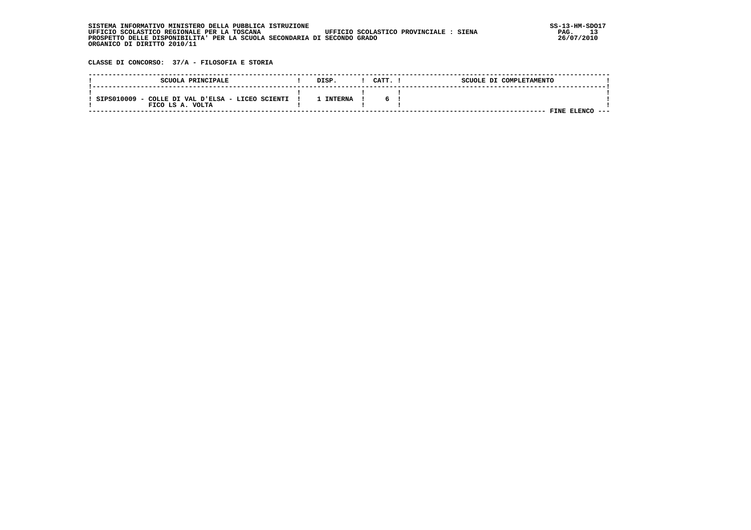SISTEMA INFORMATIVO MINISTERO DELLA PUBBLICA ISTRUZIONE
UFFICIO SCOLASTICO REGIONALE PER LA TOSCANA UFFICIO SCOLASTICO PROVINCIALE : SIENA
PROSPETTO DELLE DISPONIBILITA' PER LA SCUOLA SECONDARIA DI SECONDO GRADO
ORGANICO DI DIRITTO 2010/11

SS-13-HM-SDO17
26/07/2010

**CLASSE DI CONCORSO: 37/A - FILOSOFIA E STORIA**

| SCUOLA PRINCIPALE | DISP. | CATT. | SCUOLE DI COMPLETAMENTO |
|---|---|---|---|
| SIPS010009 - COLLE DI VAL D'ELSA - LICEO SCIENTIFICO LS A. VOLTA | 1 INTERNA | 6 | |

FINE ELENCO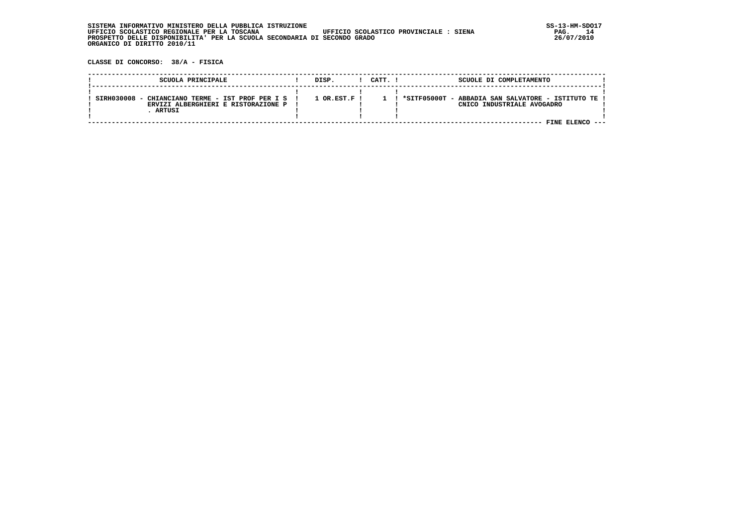SISTEMA INFORMATIVO MINISTERO DELLA PUBBLICA ISTRUZIONE
UFFICIO SCOLASTICO REGIONALE PER LA TOSCANA    UFFICIO SCOLASTICO PROVINCIALE : SIENA
PROSPETTO DELLE DISPONIBILITA' PER LA SCUOLA SECONDARIA DI SECONDO GRADO
ORGANICO DI DIRITTO 2010/11

SS-13-HM-SDO17
26/07/2010

**CLASSE DI CONCORSO: 38/A - FISICA**

| SCUOLA PRINCIPALE | DISP. | CATT. | SCUOLE DI COMPLETAMENTO |
|---|---|---|---|
| SIRH030008 - CHIANCIANO TERME - IST PROF PER I SERVIZI ALBERGHIERI E RISTORAZIONE P. ARTUSI | 1 OR.EST.F | 1 | *SITF05000T - ABBADIA SAN SALVATORE - ISTITUTO TECNICO INDUSTRIALE AVOGADRO |

FINE ELENCO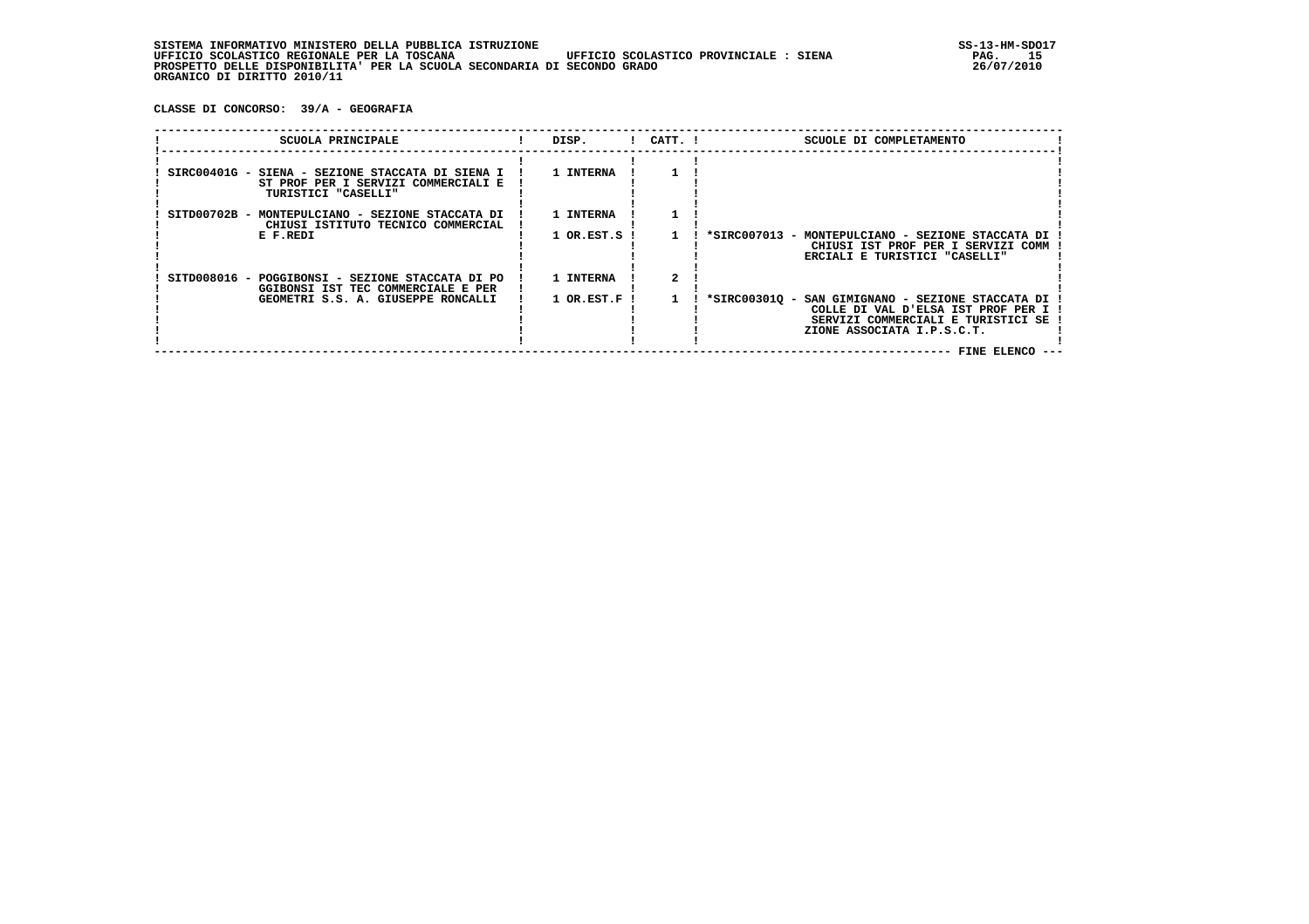SISTEMA INFORMATIVO MINISTERO DELLA PUBBLICA ISTRUZIONE
UFFICIO SCOLASTICO REGIONALE PER LA TOSCANA — UFFICIO SCOLASTICO PROVINCIALE : SIENA
PROSPETTO DELLE DISPONIBILITA' PER LA SCUOLA SECONDARIA DI SECONDO GRADO
ORGANICO DI DIRITTO 2010/11

**CLASSE DI CONCORSO: 39/A - GEOGRAFIA**

| SCUOLA PRINCIPALE | DISP. | CATT. | SCUOLE DI COMPLETAMENTO |
|---|---|---|---|
| SIRC00401G - SIENA - SEZIONE STACCATA DI SIENA IST PROF PER I SERVIZI COMMERCIALI E TURISTICI "CASELLI" | 1 INTERNA | 1 | |
| SITD00702B - MONTEPULCIANO - SEZIONE STACCATA DI CHIUSI ISTITUTO TECNICO COMMERCIALE E F.REDI | 1 INTERNA | 1 | |
| | 1 OR.EST.S | 1 | *SIRC007013 - MONTEPULCIANO - SEZIONE STACCATA DI CHIUSI IST PROF PER I SERVIZI COMMERCIALI E TURISTICI "CASELLI" |
| SITD008016 - POGGIBONSI - SEZIONE STACCATA DI POGGIBONSI IST TEC COMMERCIALE E PER GEOMETRI S.S. A. GIUSEPPE RONCALLI | 1 INTERNA | 2 | |
| | 1 OR.EST.F | 1 | *SIRC00301Q - SAN GIMIGNANO - SEZIONE STACCATA DI COLLE DI VAL D'ELSA IST PROF PER I SERVIZI COMMERCIALI E TURISTICI SEZIONE ASSOCIATA I.P.S.C.T. |

FINE ELENCO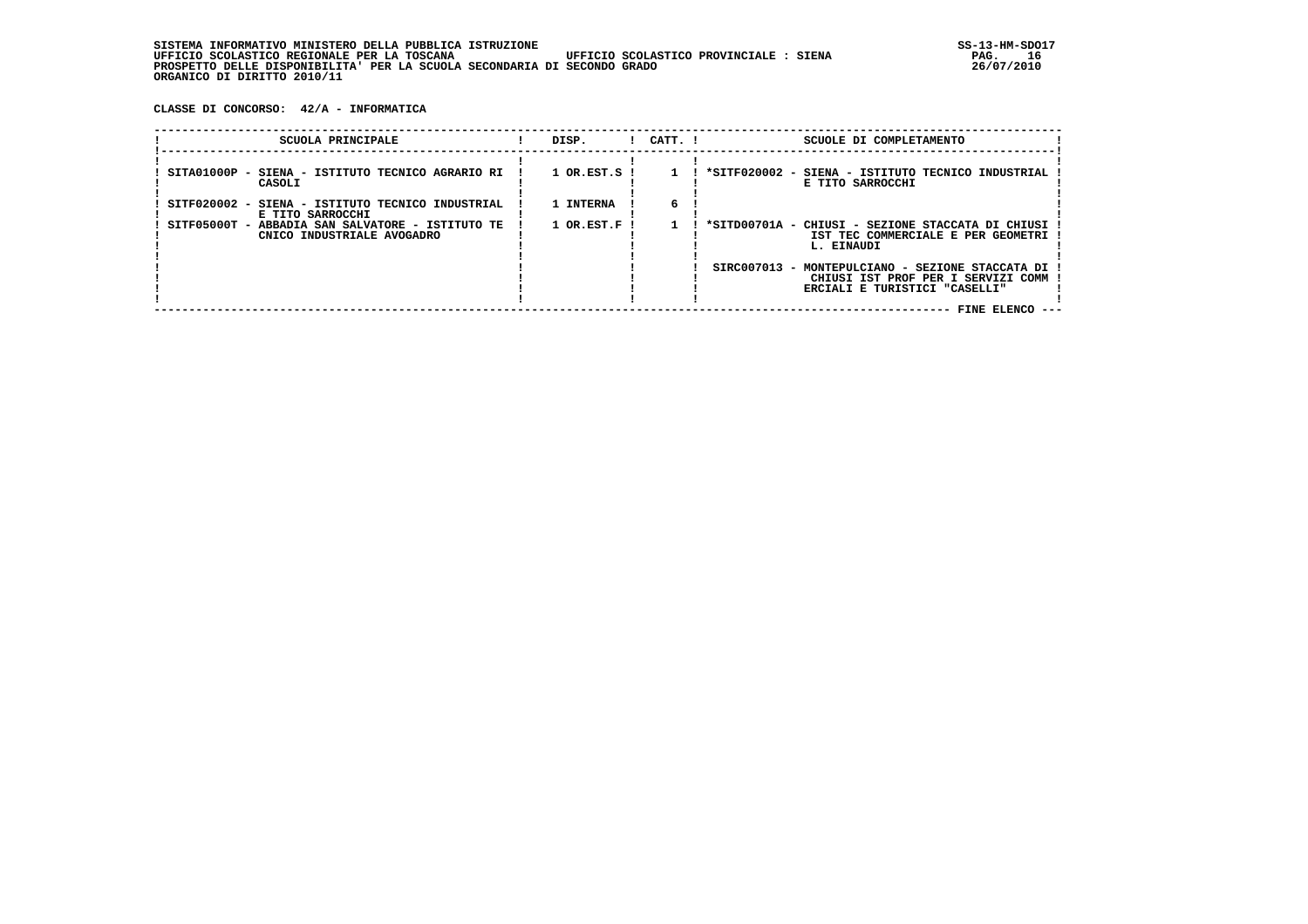SISTEMA INFORMATIVO MINISTERO DELLA PUBBLICA ISTRUZIONE
UFFICIO SCOLASTICO REGIONALE PER LA TOSCANA UFFICIO SCOLASTICO PROVINCIALE : SIENA
PROSPETTO DELLE DISPONIBILITA' PER LA SCUOLA SECONDARIA DI SECONDO GRADO
ORGANICO DI DIRITTO 2010/11

**CLASSE DI CONCORSO: 42/A - INFORMATICA**

| SCUOLA PRINCIPALE | DISP. | CATT. | SCUOLE DI COMPLETAMENTO |
|---|---|---|---|
| SITA01000P - SIENA - ISTITUTO TECNICO AGRARIO RI CASOLI | 1 OR.EST.S | 1 | *SITF020002 - SIENA - ISTITUTO TECNICO INDUSTRIAL E TITO SARROCCHI |
| SITF020002 - SIENA - ISTITUTO TECNICO INDUSTRIAL E TITO SARROCCHI | 1 INTERNA | 6 | |
| SITF05000T - ABBADIA SAN SALVATORE - ISTITUTO TE CNICO INDUSTRIALE AVOGADRO | 1 OR.EST.F | 1 | *SITD00701A - CHIUSI - SEZIONE STACCATA DI CHIUSI IST TEC COMMERCIALE E PER GEOMETRI L. EINAUDI |
| | | | SIRC007013 - MONTEPULCIANO - SEZIONE STACCATA DI CHIUSI IST PROF PER I SERVIZI COMM ERCIALI E TURISTICI "CASELLI" |

FINE ELENCO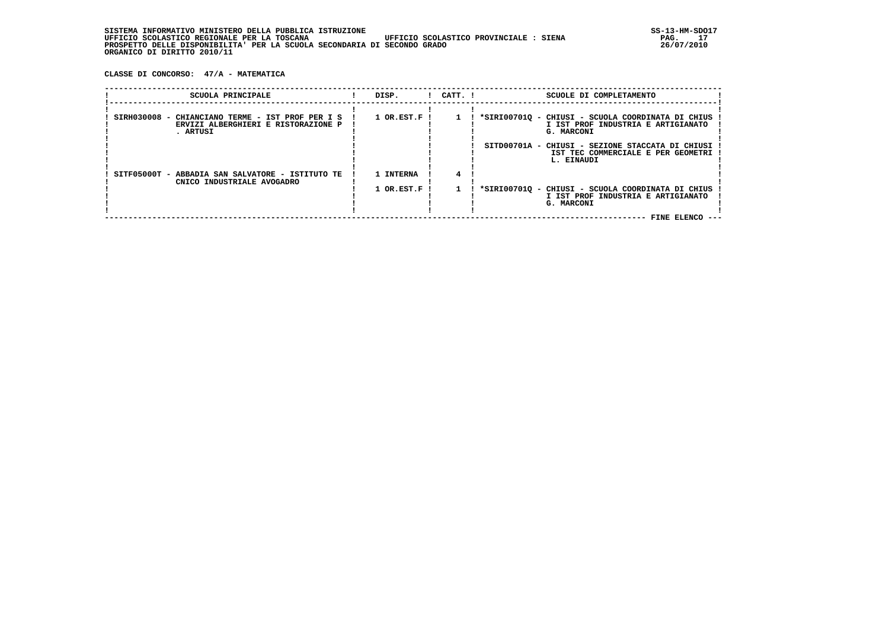SISTEMA INFORMATIVO MINISTERO DELLA PUBBLICA ISTRUZIONE
UFFICIO SCOLASTICO REGIONALE PER LA TOSCANA UFFICIO SCOLASTICO PROVINCIALE : SIENA
PROSPETTO DELLE DISPONIBILITA' PER LA SCUOLA SECONDARIA DI SECONDO GRADO
ORGANICO DI DIRITTO 2010/11

**CLASSE DI CONCORSO: 47/A - MATEMATICA**

| SCUOLA PRINCIPALE | DISP. | CATT. | SCUOLE DI COMPLETAMENTO |
|---|---|---|---|
| SIRH030008 - CHIANCIANO TERME - IST PROF PER I SERVIZI ALBERGHIERI E RISTORAZIONE P. ARTUSI | 1 OR.EST.F | 1 | *SIRI00701Q - CHIUSI - SCUOLA COORDINATA DI CHIUSI IST PROF INDUSTRIA E ARTIGIANATO G. MARCONI |
| | | | SITD00701A - CHIUSI - SEZIONE STACCATA DI CHIUSI IST TEC COMMERCIALE E PER GEOMETRI L. EINAUDI |
| SITF05000T - ABBADIA SAN SALVATORE - ISTITUTO TECNICO INDUSTRIALE AVOGADRO | 1 INTERNA | 4 | |
| | 1 OR.EST.F | 1 | *SIRI00701Q - CHIUSI - SCUOLA COORDINATA DI CHIUSI IST PROF INDUSTRIA E ARTIGIANATO G. MARCONI |

FINE ELENCO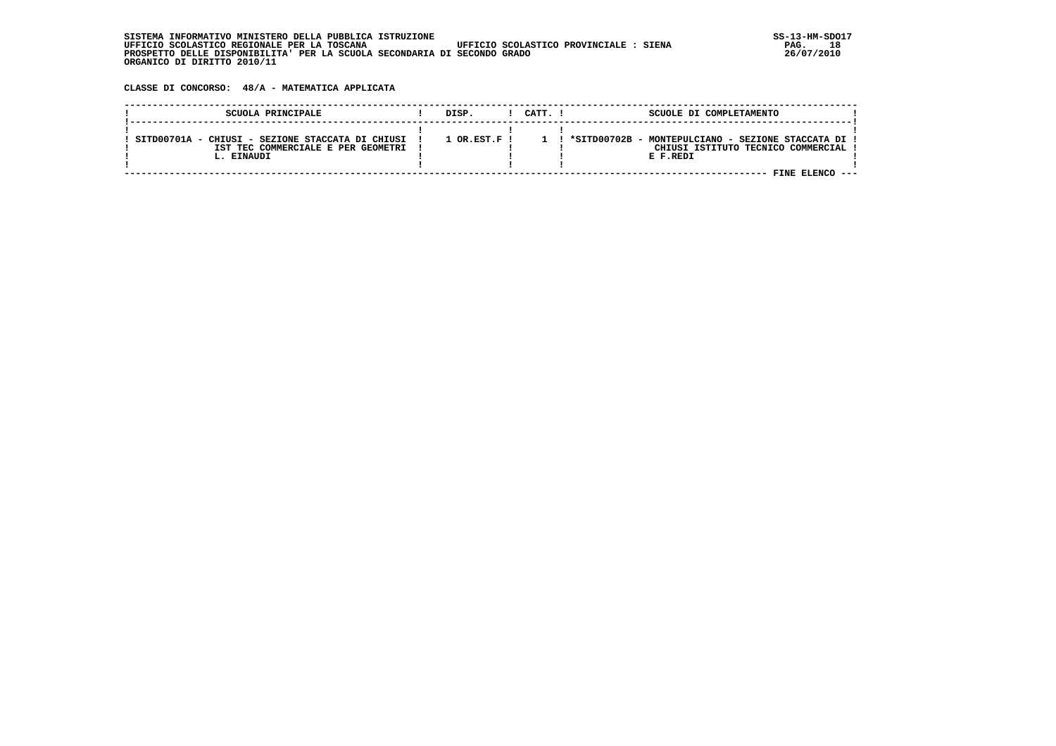CLASSE DI CONCORSO: 48/A - MATEMATICA APPLICATA

| SCUOLA PRINCIPALE | DISP. | CATT. | SCUOLE DI COMPLETAMENTO |
|---|---|---|---|
| SITD00701A - CHIUSI - SEZIONE STACCATA DI CHIUSI IST TEC COMMERCIALE E PER GEOMETRI L. EINAUDI | 1 OR.EST.F | 1 | *SITD00702B - MONTEPULCIANO - SEZIONE STACCATA DI CHIUSI ISTITUTO TECNICO COMMERCIAL E F.REDI |

FINE ELENCO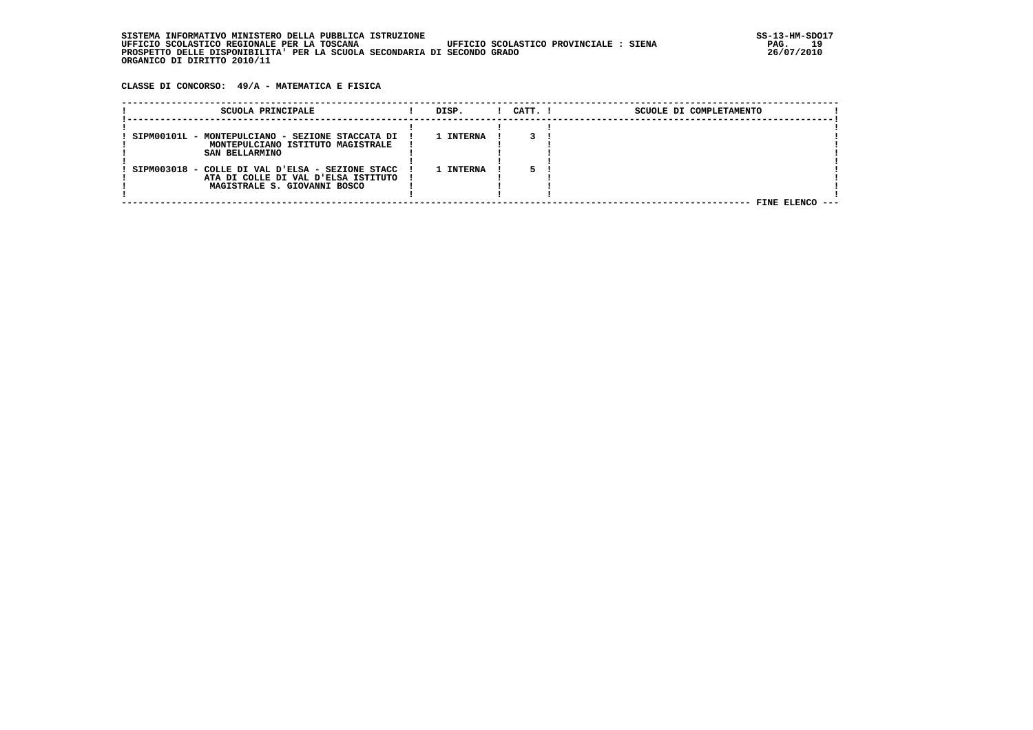SISTEMA INFORMATIVO MINISTERO DELLA PUBBLICA ISTRUZIONE
UFFICIO SCOLASTICO REGIONALE PER LA TOSCANA UFFICIO SCOLASTICO PROVINCIALE : SIENA
PROSPETTO DELLE DISPONIBILITA' PER LA SCUOLA SECONDARIA DI SECONDO GRADO
ORGANICO DI DIRITTO 2010/11

SS-13-HM-SDO17
26/07/2010

**CLASSE DI CONCORSO: 49/A - MATEMATICA E FISICA**

| SCUOLA PRINCIPALE | DISP. | CATT. | SCUOLE DI COMPLETAMENTO |
|---|---|---|---|
| SIPM00101L - MONTEPULCIANO - SEZIONE STACCATA DI MONTEPULCIANO ISTITUTO MAGISTRALE SAN BELLARMINO | 1 INTERNA | 3 | |
| SIPM003018 - COLLE DI VAL D'ELSA - SEZIONE STACCATA DI COLLE DI VAL D'ELSA ISTITUTO MAGISTRALE S. GIOVANNI BOSCO | 1 INTERNA | 5 | |

FINE ELENCO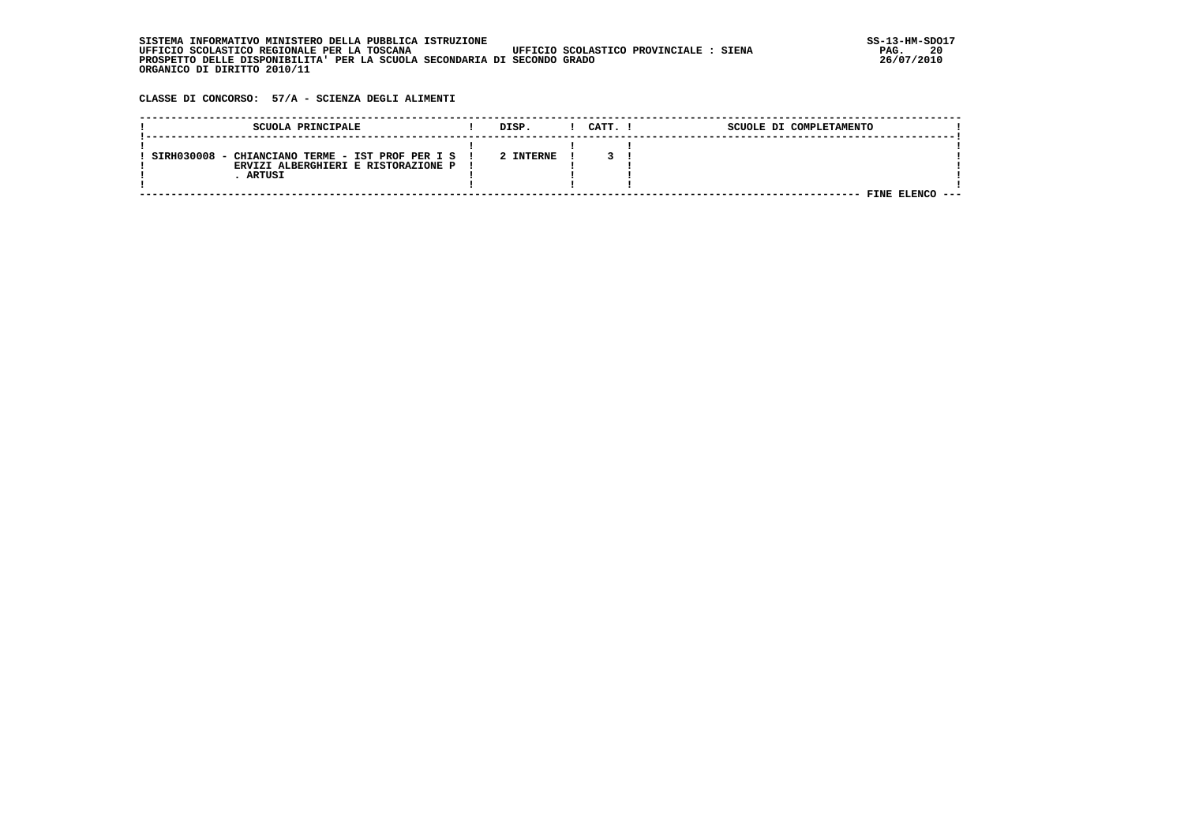SISTEMA INFORMATIVO MINISTERO DELLA PUBBLICA ISTRUZIONE
UFFICIO SCOLASTICO REGIONALE PER LA TOSCANA UFFICIO SCOLASTICO PROVINCIALE : SIENA
PROSPETTO DELLE DISPONIBILITA' PER LA SCUOLA SECONDARIA DI SECONDO GRADO
ORGANICO DI DIRITTO 2010/11

**CLASSE DI CONCORSO: 57/A - SCIENZA DEGLI ALIMENTI**

| SCUOLA PRINCIPALE | DISP. | CATT. | SCUOLE DI COMPLETAMENTO |
|---|---|---|---|
| SIRH030008 - CHIANCIANO TERME - IST PROF PER I SERVIZI ALBERGHIERI E RISTORAZIONE P. ARTUSI | 2 INTERNE | 3 | |

FINE ELENCO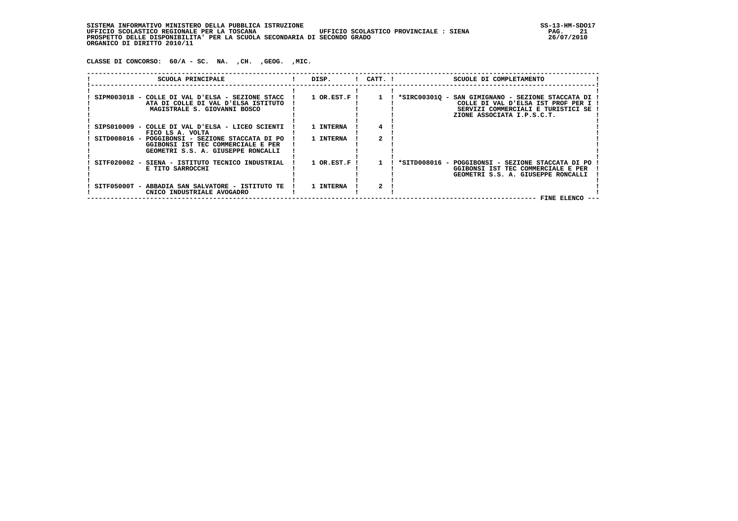SISTEMA INFORMATIVO MINISTERO DELLA PUBBLICA ISTRUZIONE
UFFICIO SCOLASTICO REGIONALE PER LA TOSCANA UFFICIO SCOLASTICO PROVINCIALE : SIENA
PROSPETTO DELLE DISPONIBILITA' PER LA SCUOLA SECONDARIA DI SECONDO GRADO
ORGANICO DI DIRITTO 2010/11

CLASSE DI CONCORSO: 60/A - SC. NA. ,CH. ,GEOG. ,MIC.

| SCUOLA PRINCIPALE | DISP. | CATT. | SCUOLE DI COMPLETAMENTO |
|---|---|---|---|
| SIPM003018 - COLLE DI VAL D'ELSA - SEZIONE STACCATA DI COLLE DI VAL D'ELSA ISTITUTO MAGISTRALE S. GIOVANNI BOSCO | 1 OR.EST.F | 1 | *SIRC00301Q - SAN GIMIGNANO - SEZIONE STACCATA DI COLLE DI VAL D'ELSA IST PROF PER I SERVIZI COMMERCIALI E TURISTICI SEZIONE ASSOCIATA I.P.S.C.T. |
| SIPS010009 - COLLE DI VAL D'ELSA - LICEO SCIENTIFICO LS A. VOLTA | 1 INTERNA | 4 | |
| SITD008016 - POGGIBONSI - SEZIONE STACCATA DI POGGIBONSI IST TEC COMMERCIALE E PER GEOMETRI S.S. A. GIUSEPPE RONCALLI | 1 INTERNA | 2 | |
| SITF020002 - SIENA - ISTITUTO TECNICO INDUSTRIALE TITO SARROCCHI | 1 OR.EST.F | 1 | *SITD008016 - POGGIBONSI - SEZIONE STACCATA DI POGGIBONSI IST TEC COMMERCIALE E PER GEOMETRI S.S. A. GIUSEPPE RONCALLI |
| SITF05000T - ABBADIA SAN SALVATORE - ISTITUTO TECNICO INDUSTRIALE AVOGADRO | 1 INTERNA | 2 | |

FINE ELENCO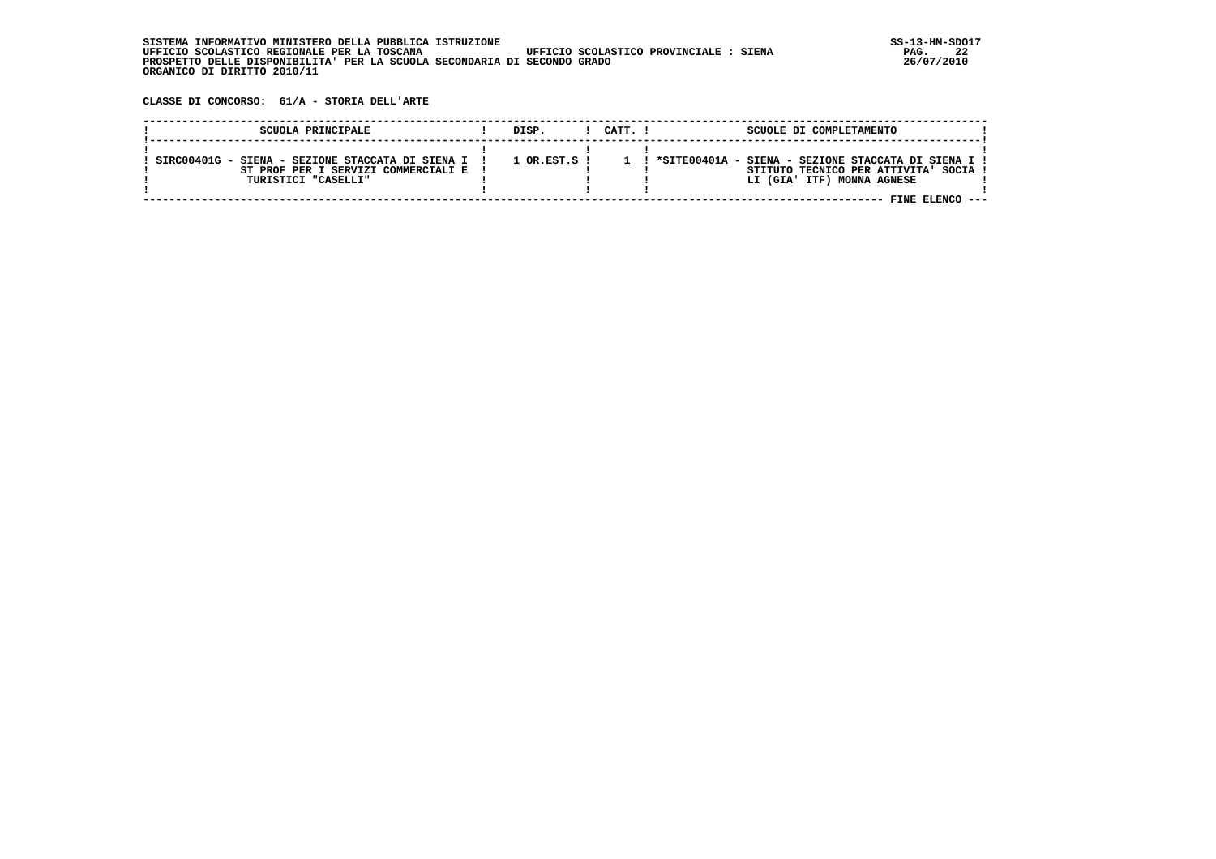SISTEMA INFORMATIVO MINISTERO DELLA PUBBLICA ISTRUZIONE
UFFICIO SCOLASTICO REGIONALE PER LA TOSCANA — UFFICIO SCOLASTICO PROVINCIALE : SIENA
PROSPETTO DELLE DISPONIBILITA' PER LA SCUOLA SECONDARIA DI SECONDO GRADO
ORGANICO DI DIRITTO 2010/11

SS-13-HM-SDO17
26/07/2010

**CLASSE DI CONCORSO: 61/A - STORIA DELL'ARTE**

| SCUOLA PRINCIPALE | DISP. | CATT. | SCUOLE DI COMPLETAMENTO |
|---|---|---|---|
| SIRC00401G - SIENA - SEZIONE STACCATA DI SIENA IST PROF PER I SERVIZI COMMERCIALI E TURISTICI "CASELLI" | 1 OR.EST.S | 1 | *SITE00401A - SIENA - SEZIONE STACCATA DI SIENA ISTITUTO TECNICO PER ATTIVITA' SOCIALI (GIA' ITF) MONNA AGNESE |

FINE ELENCO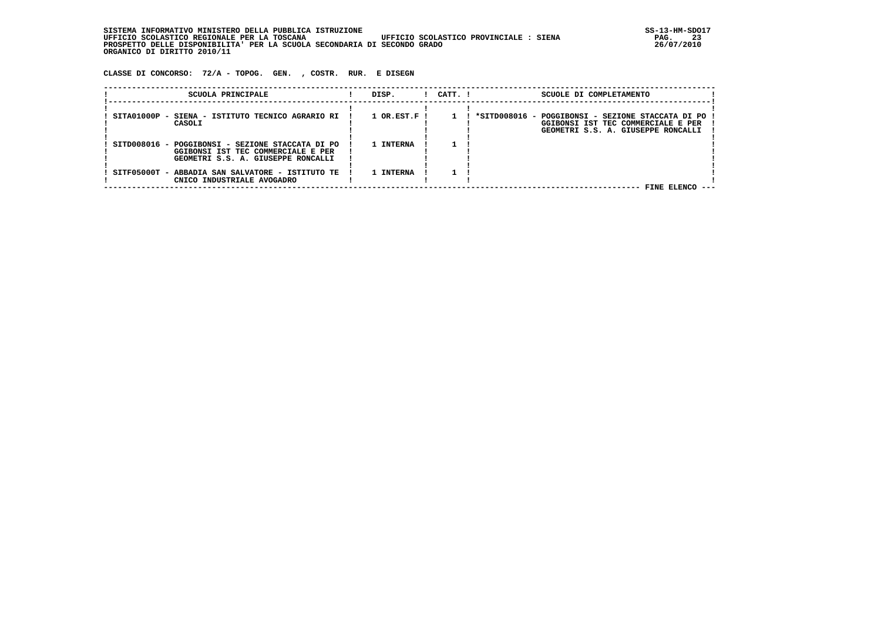SISTEMA INFORMATIVO MINISTERO DELLA PUBBLICA ISTRUZIONE
UFFICIO SCOLASTICO REGIONALE PER LA TOSCANA UFFICIO SCOLASTICO PROVINCIALE : SIENA
PROSPETTO DELLE DISPONIBILITA' PER LA SCUOLA SECONDARIA DI SECONDO GRADO
ORGANICO DI DIRITTO 2010/11

**CLASSE DI CONCORSO: 72/A - TOPOG. GEN. , COSTR. RUR. E DISEGN**

| SCUOLA PRINCIPALE | DISP. | CATT. | SCUOLE DI COMPLETAMENTO |
|---|---|---|---|
| SITA01000P - SIENA - ISTITUTO TECNICO AGRARIO RI CASOLI | 1 OR.EST.F | 1 | *SITD008016 - POGGIBONSI - SEZIONE STACCATA DI PO GGIBONSI IST TEC COMMERCIALE E PER GEOMETRI S.S. A. GIUSEPPE RONCALLI |
| SITD008016 - POGGIBONSI - SEZIONE STACCATA DI PO GGIBONSI IST TEC COMMERCIALE E PER GEOMETRI S.S. A. GIUSEPPE RONCALLI | 1 INTERNA | 1 | |
| SITF05000T - ABBADIA SAN SALVATORE - ISTITUTO TE CNICO INDUSTRIALE AVOGADRO | 1 INTERNA | 1 | |

FINE ELENCO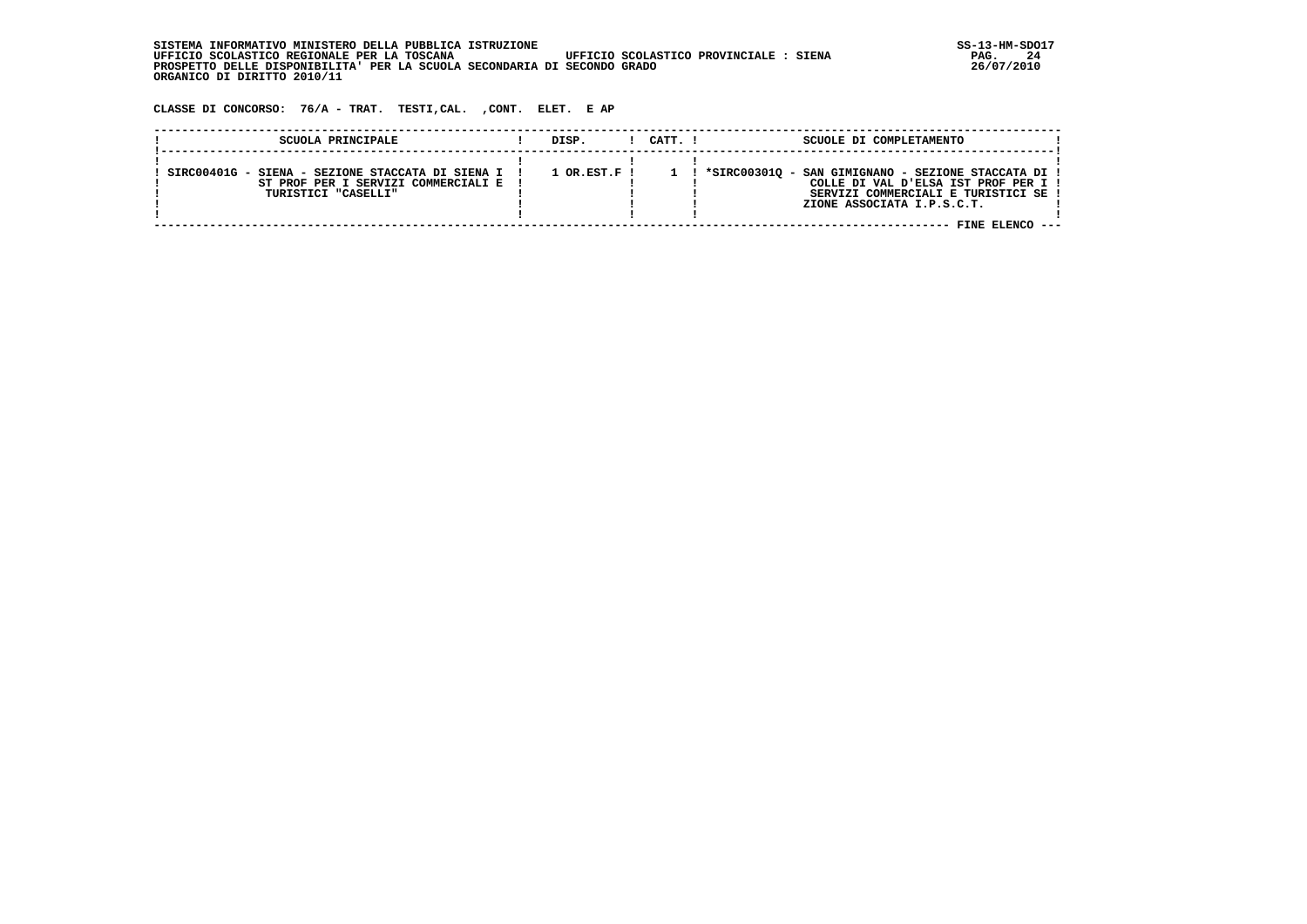SISTEMA INFORMATIVO MINISTERO DELLA PUBBLICA ISTRUZIONE
UFFICIO SCOLASTICO REGIONALE PER LA TOSCANA UFFICIO SCOLASTICO PROVINCIALE : SIENA
PROSPETTO DELLE DISPONIBILITA' PER LA SCUOLA SECONDARIA DI SECONDO GRADO
ORGANICO DI DIRITTO 2010/11

**CLASSE DI CONCORSO: 76/A - TRAT. TESTI,CAL. ,CONT. ELET. E AP**

| SCUOLA PRINCIPALE | DISP. | CATT. | SCUOLE DI COMPLETAMENTO |
|---|---|---|---|
| SIRC00401G - SIENA - SEZIONE STACCATA DI SIENA I ST PROF PER I SERVIZI COMMERCIALI E TURISTICI "CASELLI" | 1 OR.EST.F | 1 | *SIRC00301Q - SAN GIMIGNANO - SEZIONE STACCATA DI COLLE DI VAL D'ELSA IST PROF PER I SERVIZI COMMERCIALI E TURISTICI SE ZIONE ASSOCIATA I.P.S.C.T. |

FINE ELENCO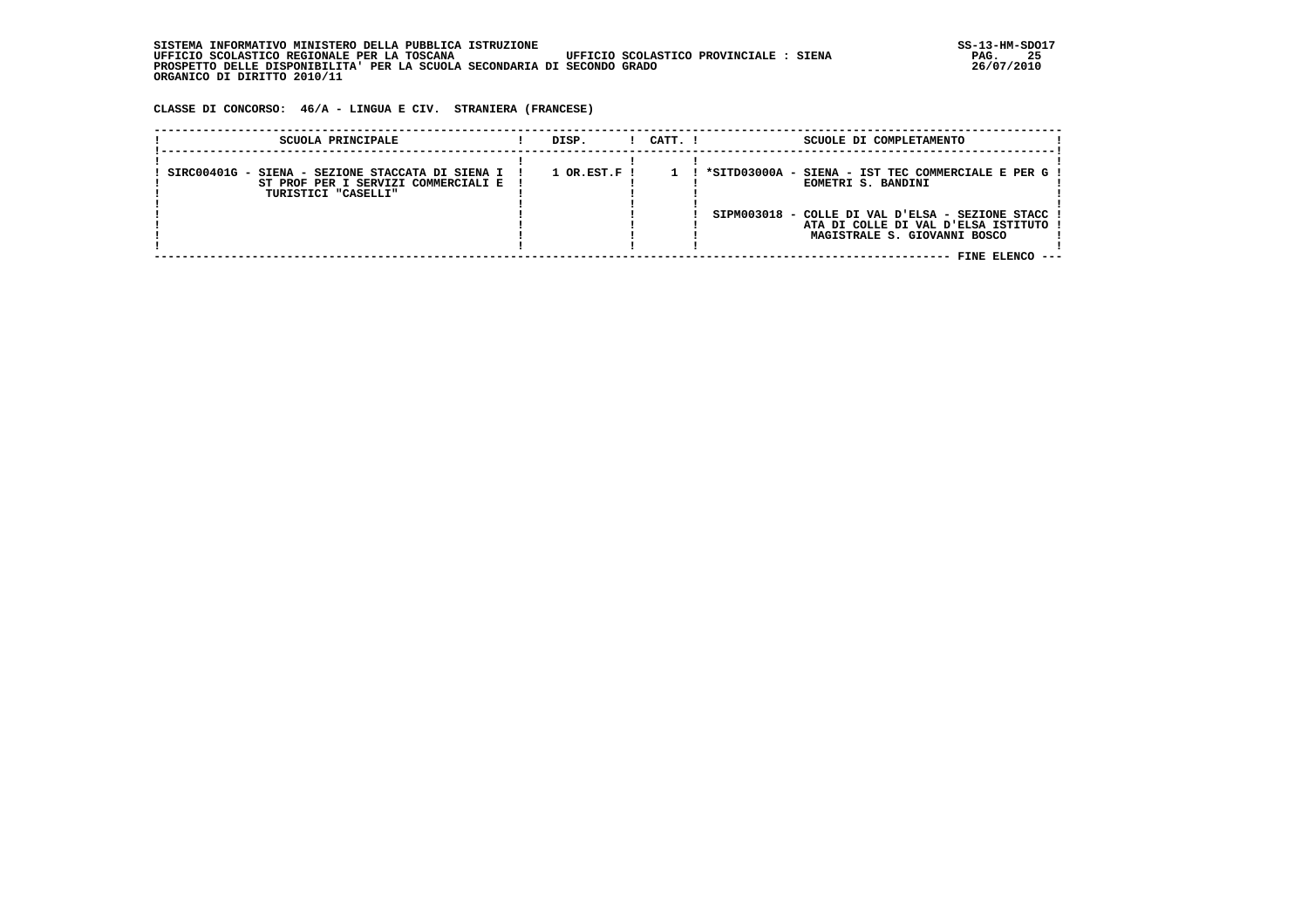SISTEMA INFORMATIVO MINISTERO DELLA PUBBLICA ISTRUZIONE
UFFICIO SCOLASTICO REGIONALE PER LA TOSCANA — UFFICIO SCOLASTICO PROVINCIALE : SIENA
PROSPETTO DELLE DISPONIBILITA' PER LA SCUOLA SECONDARIA DI SECONDO GRADO
ORGANICO DI DIRITTO 2010/11

SS-13-HM-SDO17
26/07/2010

**CLASSE DI CONCORSO: 46/A - LINGUA E CIV. STRANIERA (FRANCESE)**

| SCUOLA PRINCIPALE | DISP. | CATT. | SCUOLE DI COMPLETAMENTO |
|---|---|---|---|
| SIRC00401G - SIENA - SEZIONE STACCATA DI SIENA IST PROF PER I SERVIZI COMMERCIALI E TURISTICI "CASELLI" | 1 OR.EST.F | 1 | *SITD03000A - SIENA - IST TEC COMMERCIALE E PER GEOMETRI S. BANDINI |
| | | | SIPM003018 - COLLE DI VAL D'ELSA - SEZIONE STACCATA DI COLLE DI VAL D'ELSA ISTITUTO MAGISTRALE S. GIOVANNI BOSCO |

--- FINE ELENCO ---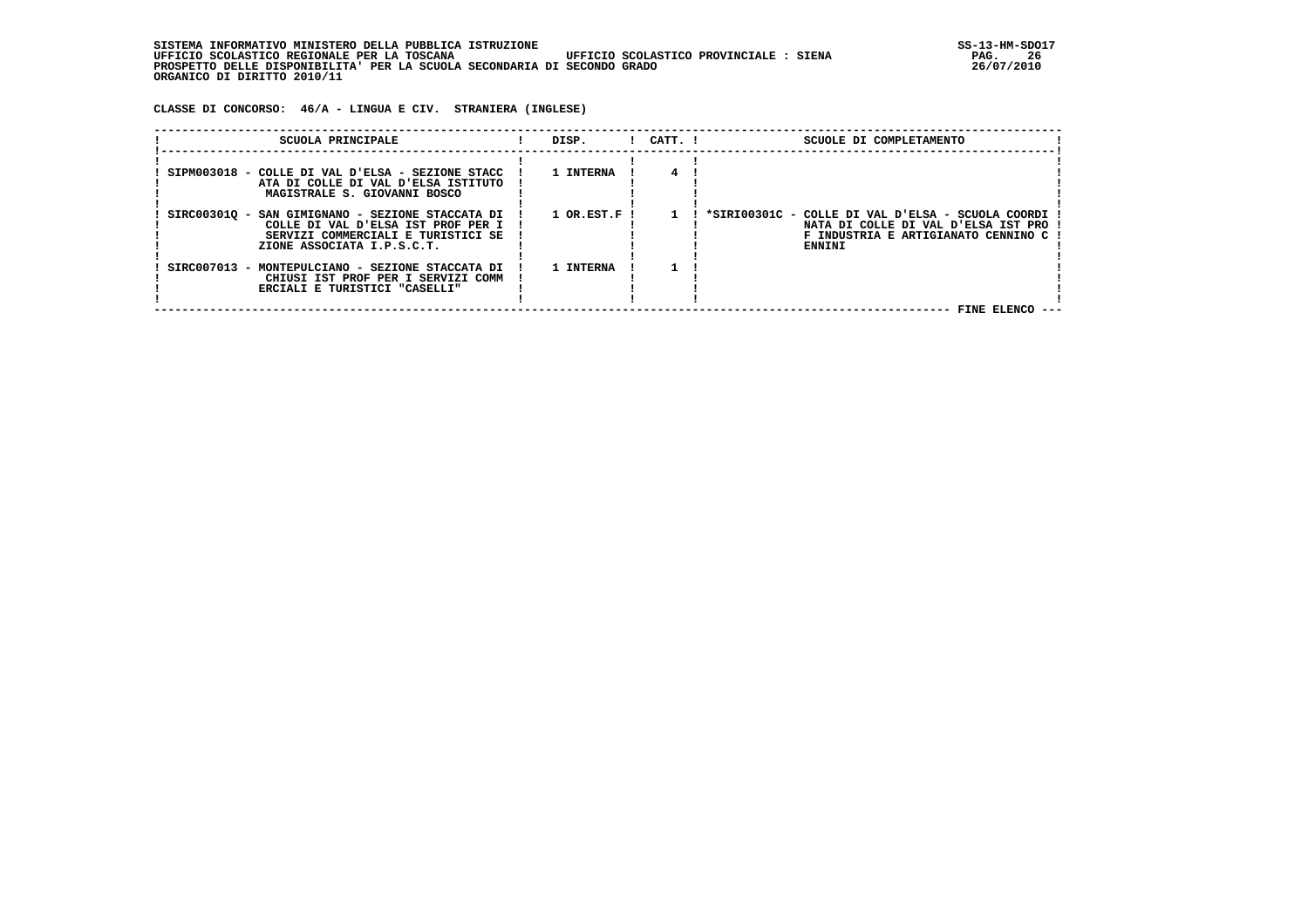SISTEMA INFORMATIVO MINISTERO DELLA PUBBLICA ISTRUZIONE
UFFICIO SCOLASTICO REGIONALE PER LA TOSCANA — UFFICIO SCOLASTICO PROVINCIALE : SIENA
PROSPETTO DELLE DISPONIBILITA' PER LA SCUOLA SECONDARIA DI SECONDO GRADO
ORGANICO DI DIRITTO 2010/11

**CLASSE DI CONCORSO: 46/A - LINGUA E CIV. STRANIERA (INGLESE)**

| SCUOLA PRINCIPALE | DISP. | CATT. | SCUOLE DI COMPLETAMENTO |
|---|---|---|---|
| SIPM003018 - COLLE DI VAL D'ELSA - SEZIONE STACCATA DI COLLE DI VAL D'ELSA ISTITUTO MAGISTRALE S. GIOVANNI BOSCO | 1 INTERNA | 4 | |
| SIRC00301Q - SAN GIMIGNANO - SEZIONE STACCATA DI COLLE DI VAL D'ELSA IST PROF PER I SERVIZI COMMERCIALI E TURISTICI SEZIONE ASSOCIATA I.P.S.C.T. | 1 OR.EST.F | 1 | *SIRI00301C - COLLE DI VAL D'ELSA - SCUOLA COORDINATA DI COLLE DI VAL D'ELSA IST PROF INDUSTRIA E ARTIGIANATO CENNINO CENNINI |
| SIRC007013 - MONTEPULCIANO - SEZIONE STACCATA DI CHIUSI IST PROF PER I SERVIZI COMMERCIALI E TURISTICI "CASELLI" | 1 INTERNA | 1 | |

FINE ELENCO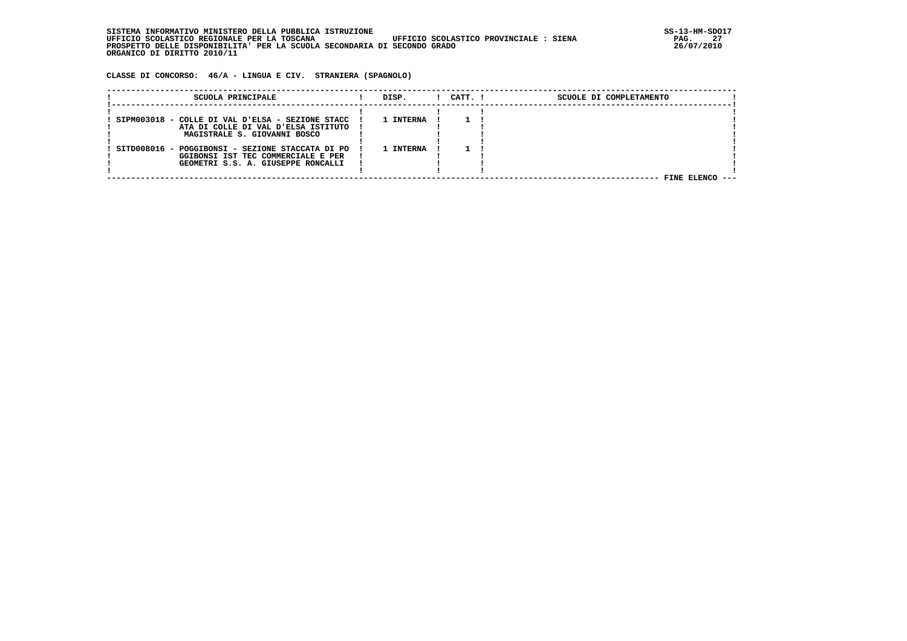SISTEMA INFORMATIVO MINISTERO DELLA PUBBLICA ISTRUZIONE
UFFICIO SCOLASTICO REGIONALE PER LA TOSCANA UFFICIO SCOLASTICO PROVINCIALE : SIENA
PROSPETTO DELLE DISPONIBILITA' PER LA SCUOLA SECONDARIA DI SECONDO GRADO
ORGANICO DI DIRITTO 2010/11

**CLASSE DI CONCORSO: 46/A - LINGUA E CIV. STRANIERA (SPAGNOLO)**

| SCUOLA PRINCIPALE | DISP. | CATT. | SCUOLE DI COMPLETAMENTO |
|---|---|---|---|
| SIPM003018 - COLLE DI VAL D'ELSA - SEZIONE STACCATA DI COLLE DI VAL D'ELSA ISTITUTO MAGISTRALE S. GIOVANNI BOSCO | 1 INTERNA | 1 | |
| SITD008016 - POGGIBONSI - SEZIONE STACCATA DI POGGIBONSI IST TEC COMMERCIALE E PER GEOMETRI S.S. A. GIUSEPPE RONCALLI | 1 INTERNA | 1 | |

FINE ELENCO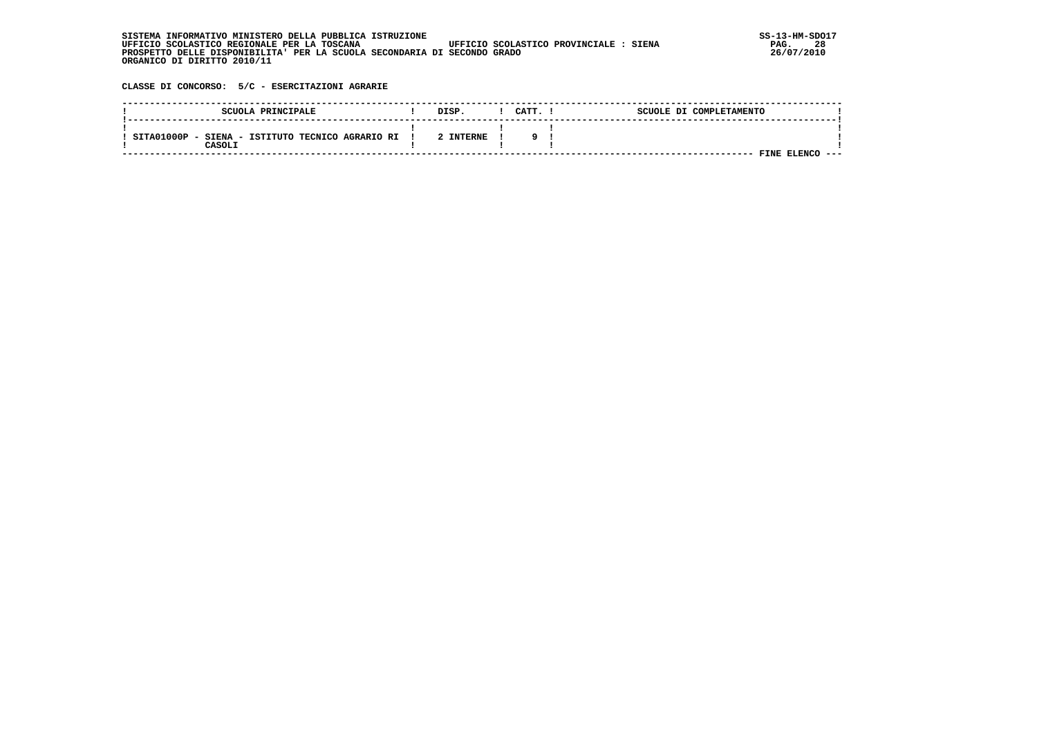SISTEMA INFORMATIVO MINISTERO DELLA PUBBLICA ISTRUZIONE
UFFICIO SCOLASTICO REGIONALE PER LA TOSCANA UFFICIO SCOLASTICO PROVINCIALE : SIENA
PROSPETTO DELLE DISPONIBILITA' PER LA SCUOLA SECONDARIA DI SECONDO GRADO
ORGANICO DI DIRITTO 2010/11

**CLASSE DI CONCORSO: 5/C - ESERCITAZIONI AGRARIE**

| SCUOLA PRINCIPALE | DISP. | CATT. | SCUOLE DI COMPLETAMENTO |
|---|---|---|---|
| SITA01000P - SIENA - ISTITUTO TECNICO AGRARIO RI CASOLI | 2 INTERNE | 9 | |

FINE ELENCO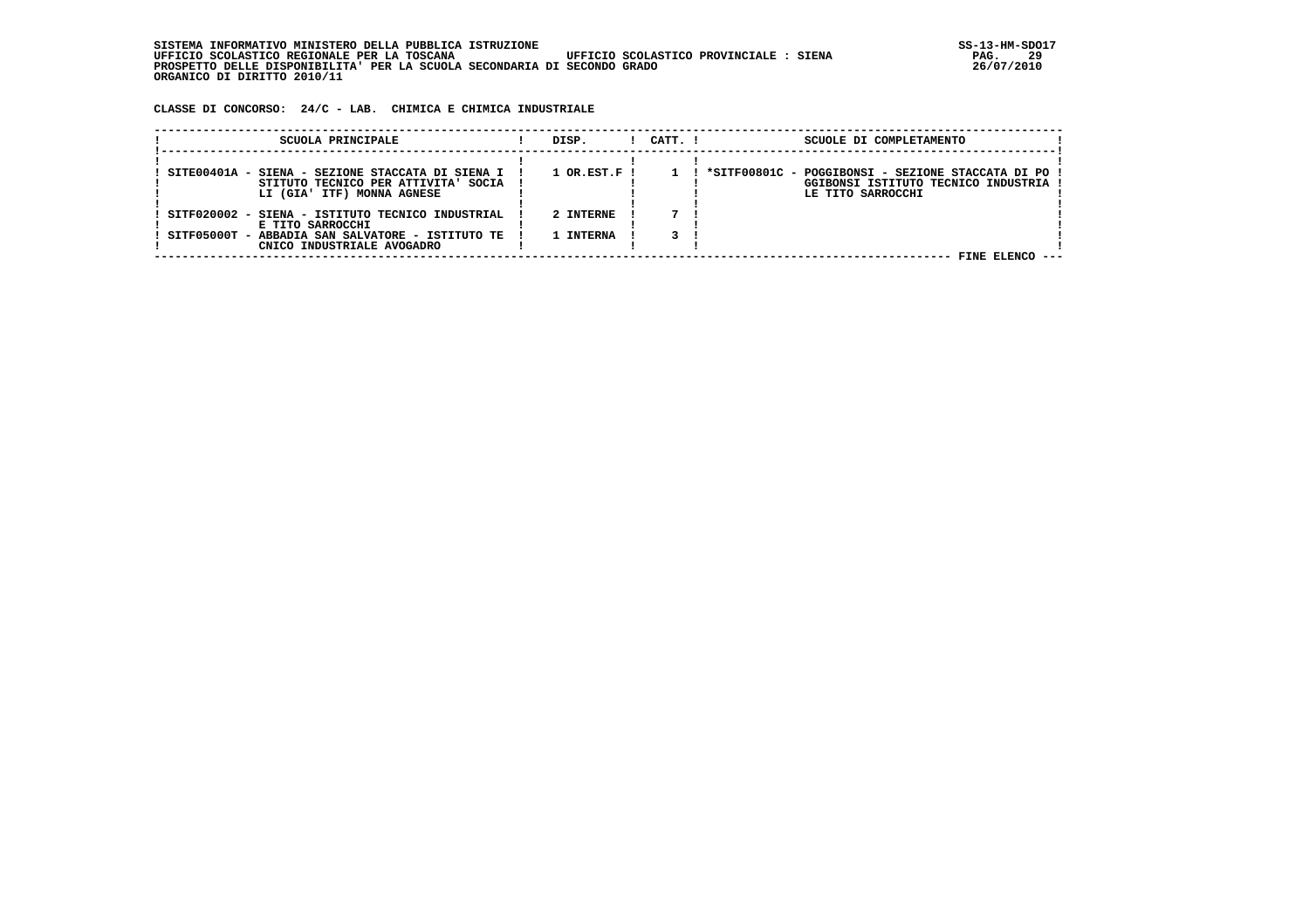SISTEMA INFORMATIVO MINISTERO DELLA PUBBLICA ISTRUZIONE
UFFICIO SCOLASTICO REGIONALE PER LA TOSCANA — UFFICIO SCOLASTICO PROVINCIALE : SIENA
PROSPETTO DELLE DISPONIBILITA' PER LA SCUOLA SECONDARIA DI SECONDO GRADO
ORGANICO DI DIRITTO 2010/11

**CLASSE DI CONCORSO: 24/C - LAB. CHIMICA E CHIMICA INDUSTRIALE**

| SCUOLA PRINCIPALE | DISP. | CATT. | SCUOLE DI COMPLETAMENTO |
|---|---|---|---|
| SITE00401A - SIENA - SEZIONE STACCATA DI SIENA ISTITUTO TECNICO PER ATTIVITA' SOCIALI (GIA' ITF) MONNA AGNESE | 1 OR.EST.F | 1 | *SITF00801C - POGGIBONSI - SEZIONE STACCATA DI POGGIBONSI ISTITUTO TECNICO INDUSTRIALE TITO SARROCCHI |
| SITF020002 - SIENA - ISTITUTO TECNICO INDUSTRIALE TITO SARROCCHI | 2 INTERNE | 7 | |
| SITF05000T - ABBADIA SAN SALVATORE - ISTITUTO TECNICO INDUSTRIALE AVOGADRO | 1 INTERNA | 3 | |

FINE ELENCO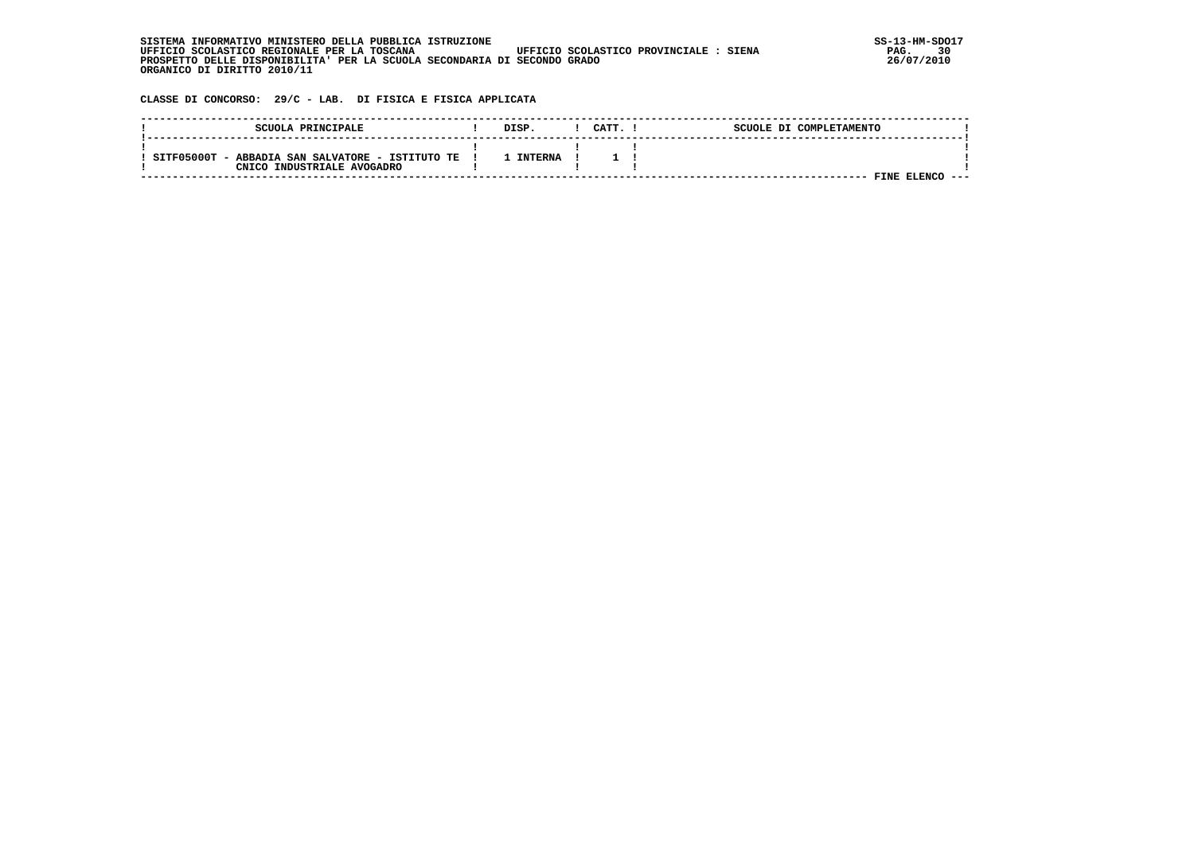SISTEMA INFORMATIVO MINISTERO DELLA PUBBLICA ISTRUZIONE
UFFICIO SCOLASTICO REGIONALE PER LA TOSCANA    UFFICIO SCOLASTICO PROVINCIALE : SIENA
PROSPETTO DELLE DISPONIBILITA' PER LA SCUOLA SECONDARIA DI SECONDO GRADO
ORGANICO DI DIRITTO 2010/11

SS-13-HM-SDO17
26/07/2010

**CLASSE DI CONCORSO: 29/C - LAB. DI FISICA E FISICA APPLICATA**

| SCUOLA PRINCIPALE | DISP. | CATT. | SCUOLE DI COMPLETAMENTO |
|---|---|---|---|
| SITF05000T - ABBADIA SAN SALVATORE - ISTITUTO TECNICO INDUSTRIALE AVOGADRO | 1 INTERNA | 1 | |

FINE ELENCO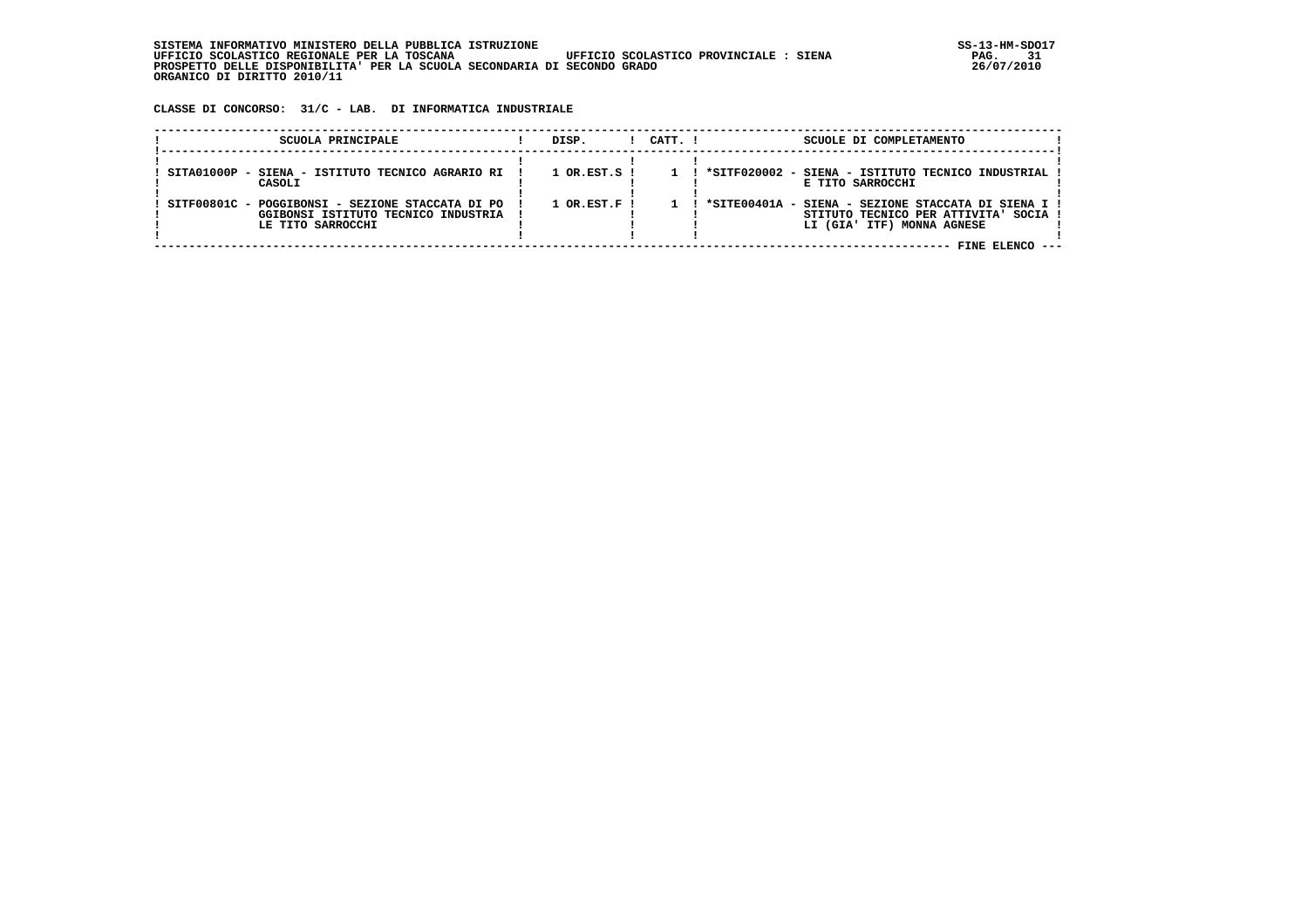SISTEMA INFORMATIVO MINISTERO DELLA PUBBLICA ISTRUZIONE
UFFICIO SCOLASTICO REGIONALE PER LA TOSCANA UFFICIO SCOLASTICO PROVINCIALE : SIENA
PROSPETTO DELLE DISPONIBILITA' PER LA SCUOLA SECONDARIA DI SECONDO GRADO
ORGANICO DI DIRITTO 2010/11

**CLASSE DI CONCORSO: 31/C - LAB. DI INFORMATICA INDUSTRIALE**

| SCUOLA PRINCIPALE | DISP. | CATT. | SCUOLE DI COMPLETAMENTO |
|---|---|---|---|
| SITA01000P - SIENA - ISTITUTO TECNICO AGRARIO RICASOLI | 1 OR.EST.S | 1 | *SITF020002 - SIENA - ISTITUTO TECNICO INDUSTRIALE TITO SARROCCHI |
| SITF00801C - POGGIBONSI - SEZIONE STACCATA DI POGGIBONSI ISTITUTO TECNICO INDUSTRIALE TITO SARROCCHI | 1 OR.EST.F | 1 | *SITE00401A - SIENA - SEZIONE STACCATA DI SIENA ISTITUTO TECNICO PER ATTIVITA' SOCIALI (GIA' ITF) MONNA AGNESE |

FINE ELENCO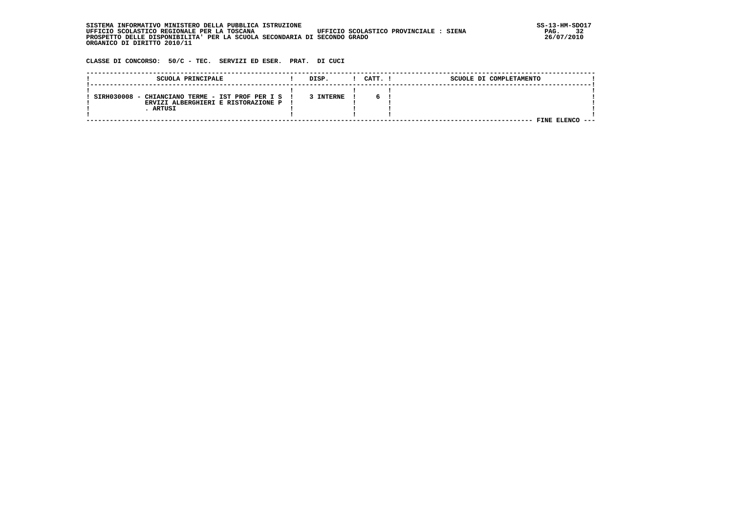SISTEMA INFORMATIVO MINISTERO DELLA PUBBLICA ISTRUZIONE
UFFICIO SCOLASTICO REGIONALE PER LA TOSCANA — UFFICIO SCOLASTICO PROVINCIALE : SIENA
PROSPETTO DELLE DISPONIBILITA' PER LA SCUOLA SECONDARIA DI SECONDO GRADO
ORGANICO DI DIRITTO 2010/11

SS-13-HM-SDO17
26/07/2010

**CLASSE DI CONCORSO: 50/C - TEC. SERVIZI ED ESER. PRAT. DI CUCI**

| SCUOLA PRINCIPALE | DISP. | CATT. | SCUOLE DI COMPLETAMENTO |
|---|---|---|---|
| SIRH030008 - CHIANCIANO TERME - IST PROF PER I SERVIZI ALBERGHIERI E RISTORAZIONE P. ARTUSI | 3 INTERNE | 6 | |

FINE ELENCO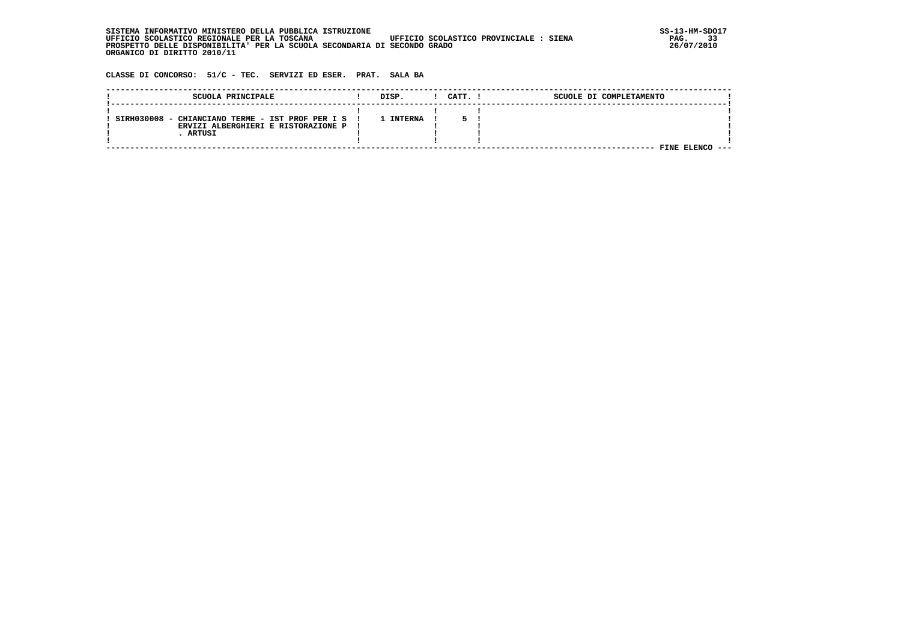SISTEMA INFORMATIVO MINISTERO DELLA PUBBLICA ISTRUZIONE
UFFICIO SCOLASTICO REGIONALE PER LA TOSCANA — UFFICIO SCOLASTICO PROVINCIALE : SIENA
PROSPETTO DELLE DISPONIBILITA' PER LA SCUOLA SECONDARIA DI SECONDO GRADO
ORGANICO DI DIRITTO 2010/11

SS-13-HM-SDO17
26/07/2010

**CLASSE DI CONCORSO: 51/C - TEC. SERVIZI ED ESER. PRAT. SALA BA**

| SCUOLA PRINCIPALE | DISP. | CATT. | SCUOLE DI COMPLETAMENTO |
|---|---|---|---|
| SIRH030008 - CHIANCIANO TERME - IST PROF PER I SERVIZI ALBERGHIERI E RISTORAZIONE P. ARTUSI | 1 INTERNA | 5 | |

FINE ELENCO